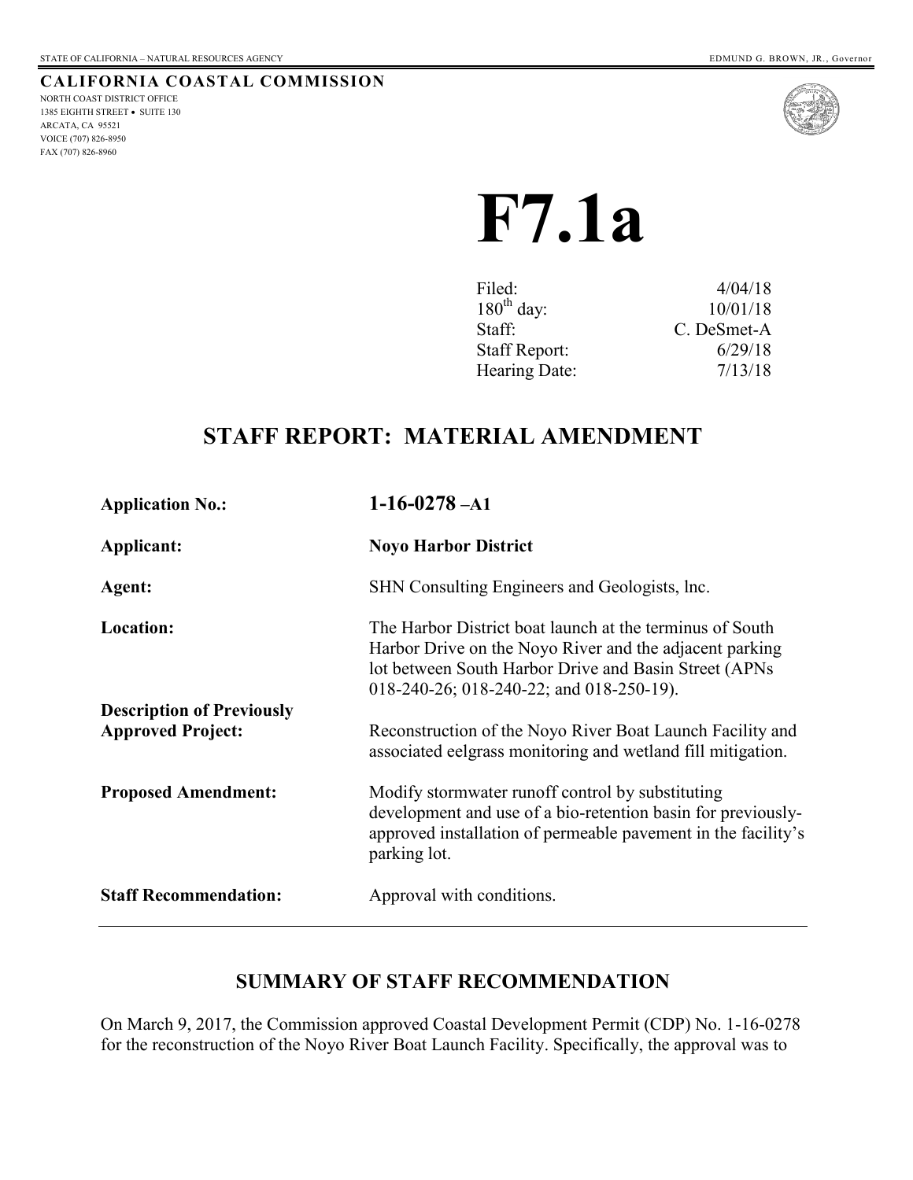STATE OF CALIFORNIA – NATURAL RESOURCES AGENCY EDMUND G. BROWN, JR., Governor

**CALIFORNIA COASTAL COMMISSION**

NORTH COAST DISTRICT OFFICE
1385 EIGHTH STREET • SUITE 130
ARCATA, CA 95521
VOICE (707) 826-8950
FAX (707) 826-8960

# F7.1a

| | |
|---|---|
| Filed: | 4/04/18 |
| 180th day: | 10/01/18 |
| Staff: | C. DeSmet-A |
| Staff Report: | 6/29/18 |
| Hearing Date: | 7/13/18 |

## STAFF REPORT: MATERIAL AMENDMENT

| | |
|---|---|
| **Application No.:** | **1-16-0278 –A1** |
| **Applicant:** | **Noyo Harbor District** |
| **Agent:** | SHN Consulting Engineers and Geologists, lnc. |
| **Location:** | The Harbor District boat launch at the terminus of South Harbor Drive on the Noyo River and the adjacent parking lot between South Harbor Drive and Basin Street (APNs 018-240-26; 018-240-22; and 018-250-19). |
| **Description of Previously Approved Project:** | Reconstruction of the Noyo River Boat Launch Facility and associated eelgrass monitoring and wetland fill mitigation. |
| **Proposed Amendment:** | Modify stormwater runoff control by substituting development and use of a bio-retention basin for previously-approved installation of permeable pavement in the facility's parking lot. |
| **Staff Recommendation:** | Approval with conditions. |

## SUMMARY OF STAFF RECOMMENDATION

On March 9, 2017, the Commission approved Coastal Development Permit (CDP) No. 1-16-0278 for the reconstruction of the Noyo River Boat Launch Facility. Specifically, the approval was to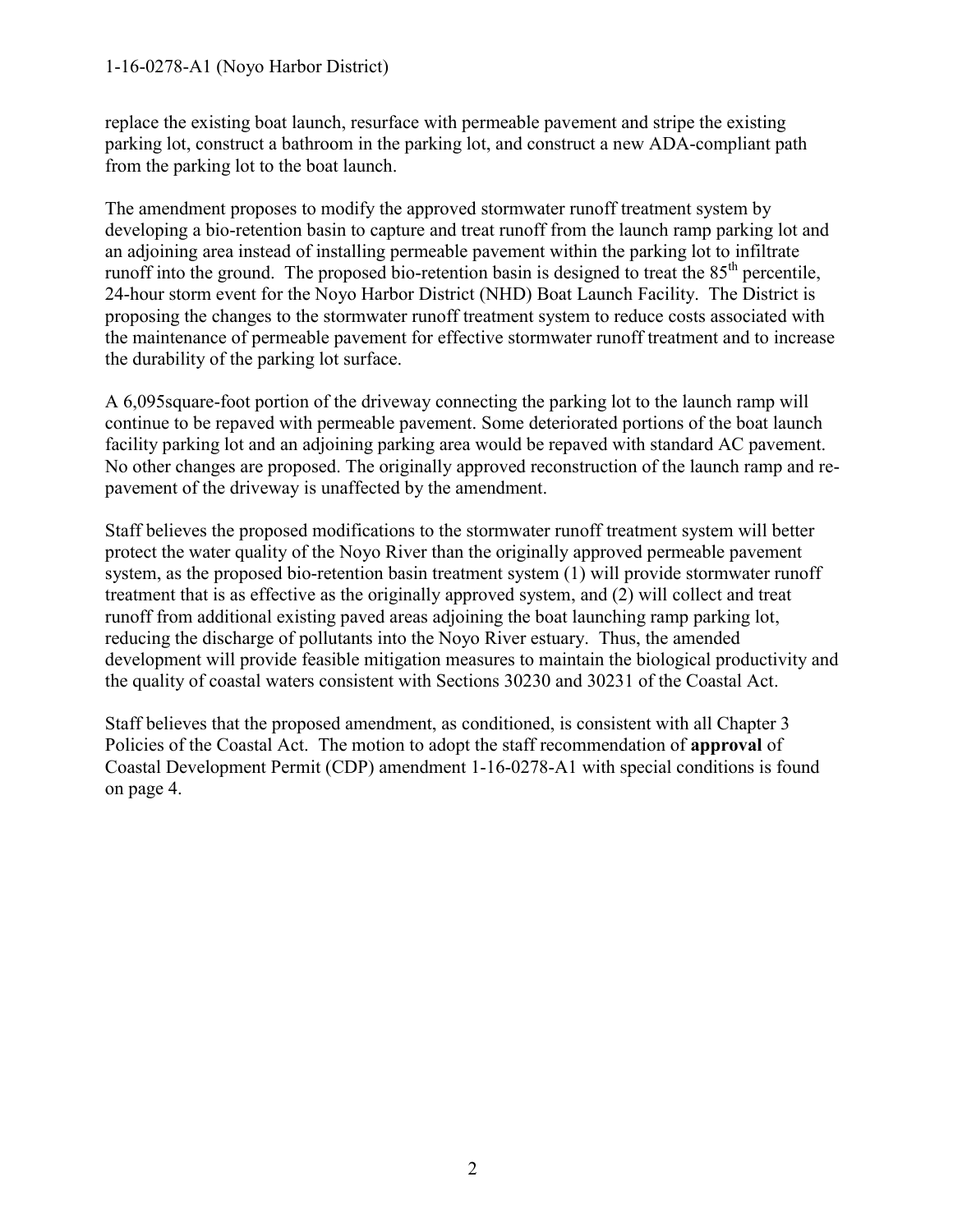replace the existing boat launch, resurface with permeable pavement and stripe the existing parking lot, construct a bathroom in the parking lot, and construct a new ADA-compliant path from the parking lot to the boat launch.

The amendment proposes to modify the approved stormwater runoff treatment system by developing a bio-retention basin to capture and treat runoff from the launch ramp parking lot and an adjoining area instead of installing permeable pavement within the parking lot to infiltrate runoff into the ground. The proposed bio-retention basin is designed to treat the 85th percentile, 24-hour storm event for the Noyo Harbor District (NHD) Boat Launch Facility. The District is proposing the changes to the stormwater runoff treatment system to reduce costs associated with the maintenance of permeable pavement for effective stormwater runoff treatment and to increase the durability of the parking lot surface.

A 6,095square-foot portion of the driveway connecting the parking lot to the launch ramp will continue to be repaved with permeable pavement. Some deteriorated portions of the boat launch facility parking lot and an adjoining parking area would be repaved with standard AC pavement. No other changes are proposed. The originally approved reconstruction of the launch ramp and re-pavement of the driveway is unaffected by the amendment.

Staff believes the proposed modifications to the stormwater runoff treatment system will better protect the water quality of the Noyo River than the originally approved permeable pavement system, as the proposed bio-retention basin treatment system (1) will provide stormwater runoff treatment that is as effective as the originally approved system, and (2) will collect and treat runoff from additional existing paved areas adjoining the boat launching ramp parking lot, reducing the discharge of pollutants into the Noyo River estuary. Thus, the amended development will provide feasible mitigation measures to maintain the biological productivity and the quality of coastal waters consistent with Sections 30230 and 30231 of the Coastal Act.

Staff believes that the proposed amendment, as conditioned, is consistent with all Chapter 3 Policies of the Coastal Act. The motion to adopt the staff recommendation of **approval** of Coastal Development Permit (CDP) amendment 1-16-0278-A1 with special conditions is found on page 4.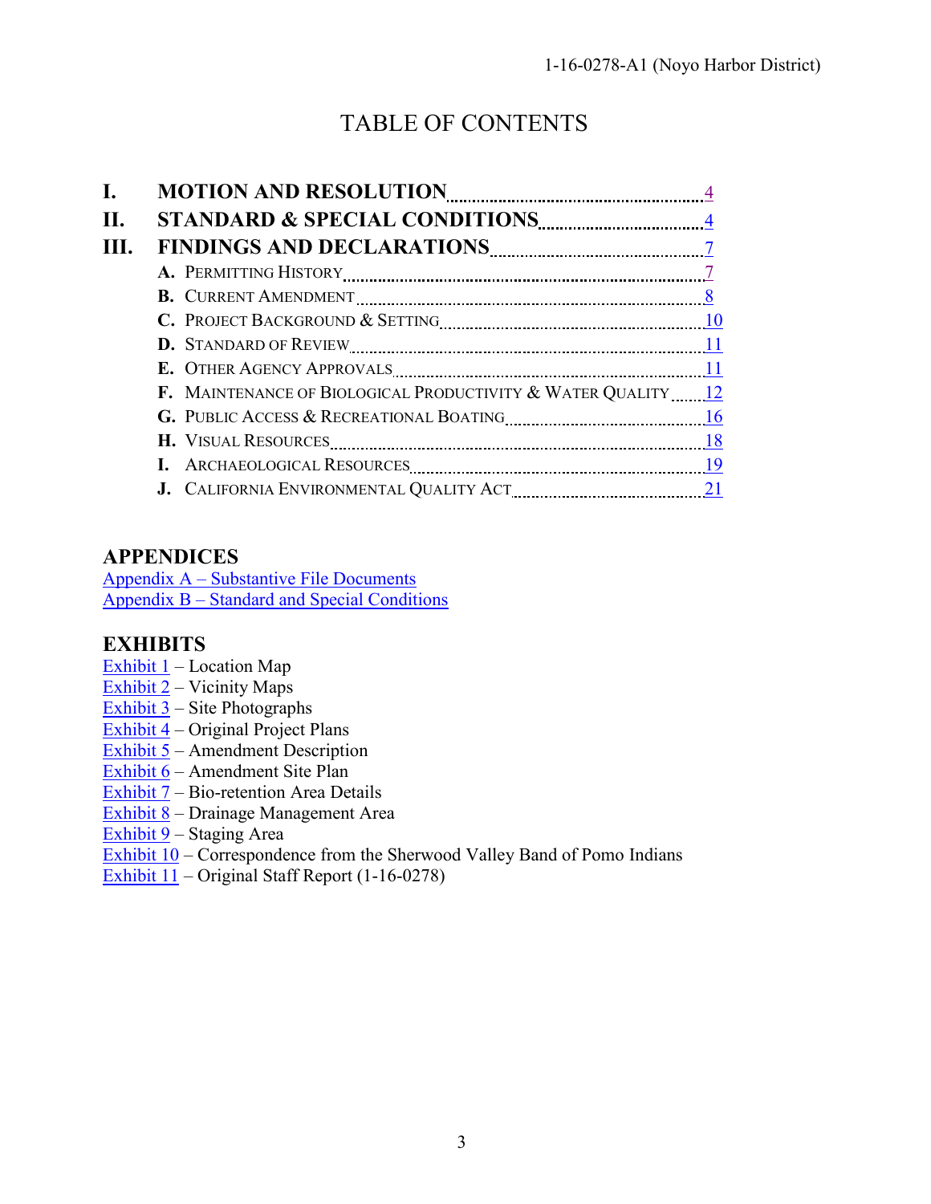# TABLE OF CONTENTS

| | | |
|---|---|---|
| **I.** | **MOTION AND RESOLUTION** | 4 |
| **II.** | **STANDARD & SPECIAL CONDITIONS** | 4 |
| **III.** | **FINDINGS AND DECLARATIONS** | 7 |
| | **A.** PERMITTING HISTORY | 7 |
| | **B.** CURRENT AMENDMENT | 8 |
| | **C.** PROJECT BACKGROUND & SETTING | 10 |
| | **D.** STANDARD OF REVIEW | 11 |
| | **E.** OTHER AGENCY APPROVALS | 11 |
| | **F.** MAINTENANCE OF BIOLOGICAL PRODUCTIVITY & WATER QUALITY | 12 |
| | **G.** PUBLIC ACCESS & RECREATIONAL BOATING | 16 |
| | **H.** VISUAL RESOURCES | 18 |
| | **I.** ARCHAEOLOGICAL RESOURCES | 19 |
| | **J.** CALIFORNIA ENVIRONMENTAL QUALITY ACT | 21 |

## APPENDICES

Appendix A – Substantive File Documents
Appendix B – Standard and Special Conditions

## EXHIBITS

Exhibit 1 – Location Map
Exhibit 2 – Vicinity Maps
Exhibit 3 – Site Photographs
Exhibit 4 – Original Project Plans
Exhibit 5 – Amendment Description
Exhibit 6 – Amendment Site Plan
Exhibit 7 – Bio-retention Area Details
Exhibit 8 – Drainage Management Area
Exhibit 9 – Staging Area
Exhibit 10 – Correspondence from the Sherwood Valley Band of Pomo Indians
Exhibit 11 – Original Staff Report (1-16-0278)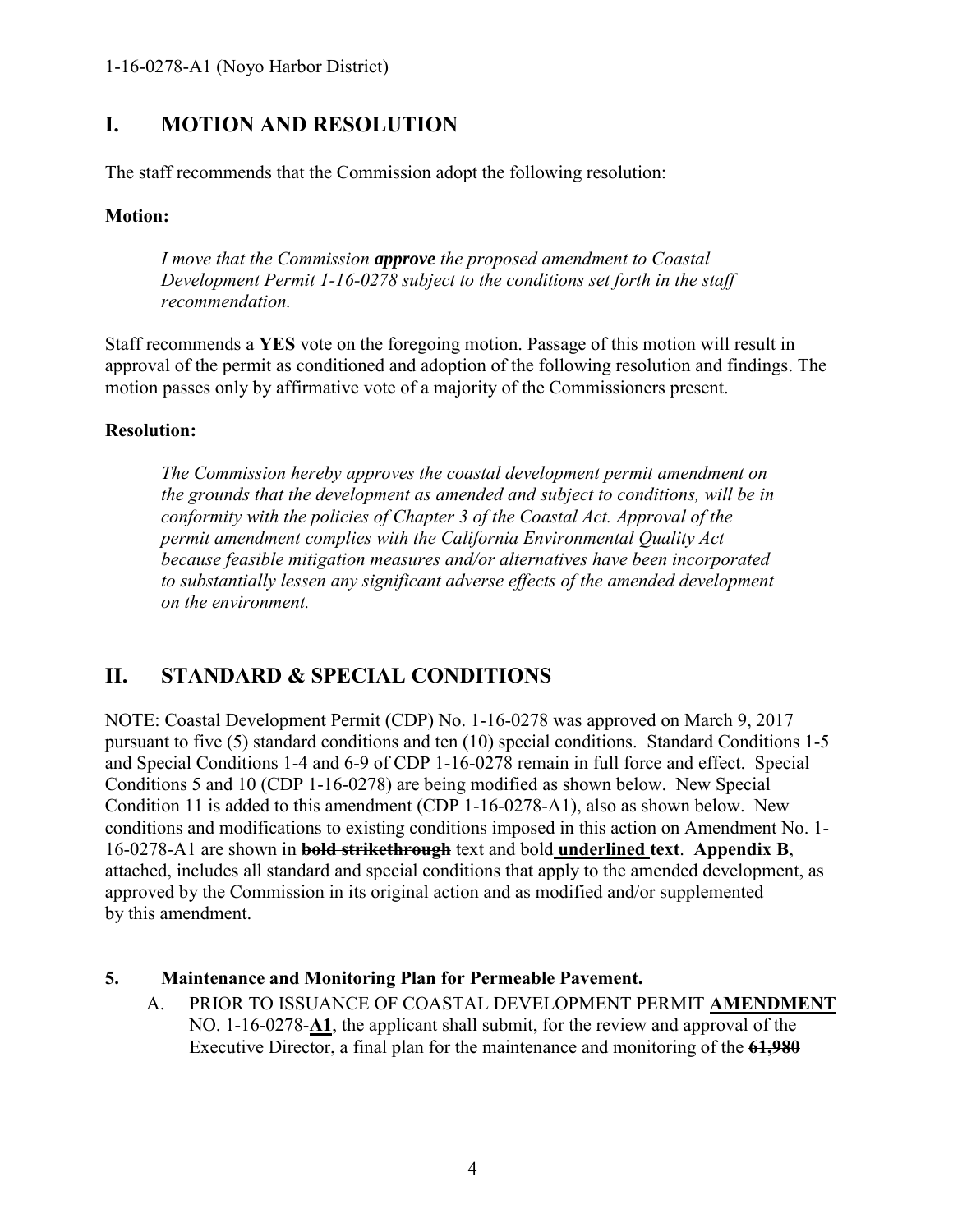# I. MOTION AND RESOLUTION

The staff recommends that the Commission adopt the following resolution:

**Motion:**

> *I move that the Commission **approve** the proposed amendment to Coastal Development Permit 1-16-0278 subject to the conditions set forth in the staff recommendation.*

Staff recommends a **YES** vote on the foregoing motion. Passage of this motion will result in approval of the permit as conditioned and adoption of the following resolution and findings. The motion passes only by affirmative vote of a majority of the Commissioners present.

**Resolution:**

> *The Commission hereby approves the coastal development permit amendment on the grounds that the development as amended and subject to conditions, will be in conformity with the policies of Chapter 3 of the Coastal Act. Approval of the permit amendment complies with the California Environmental Quality Act because feasible mitigation measures and/or alternatives have been incorporated to substantially lessen any significant adverse effects of the amended development on the environment.*

# II. STANDARD & SPECIAL CONDITIONS

NOTE: Coastal Development Permit (CDP) No. 1-16-0278 was approved on March 9, 2017 pursuant to five (5) standard conditions and ten (10) special conditions. Standard Conditions 1-5 and Special Conditions 1-4 and 6-9 of CDP 1-16-0278 remain in full force and effect. Special Conditions 5 and 10 (CDP 1-16-0278) are being modified as shown below. New Special Condition 11 is added to this amendment (CDP 1-16-0278-A1), also as shown below. New conditions and modifications to existing conditions imposed in this action on Amendment No. 1-16-0278-A1 are shown in **~~bold strikethrough~~** text and bold **<u>underlined</u> text**. **Appendix B**, attached, includes all standard and special conditions that apply to the amended development, as approved by the Commission in its original action and as modified and/or supplemented by this amendment.

**5. Maintenance and Monitoring Plan for Permeable Pavement.**

A. PRIOR TO ISSUANCE OF COASTAL DEVELOPMENT PERMIT **<u>AMENDMENT</u>** NO. 1-16-0278-**<u>A1</u>**, the applicant shall submit, for the review and approval of the Executive Director, a final plan for the maintenance and monitoring of the **~~61,980~~**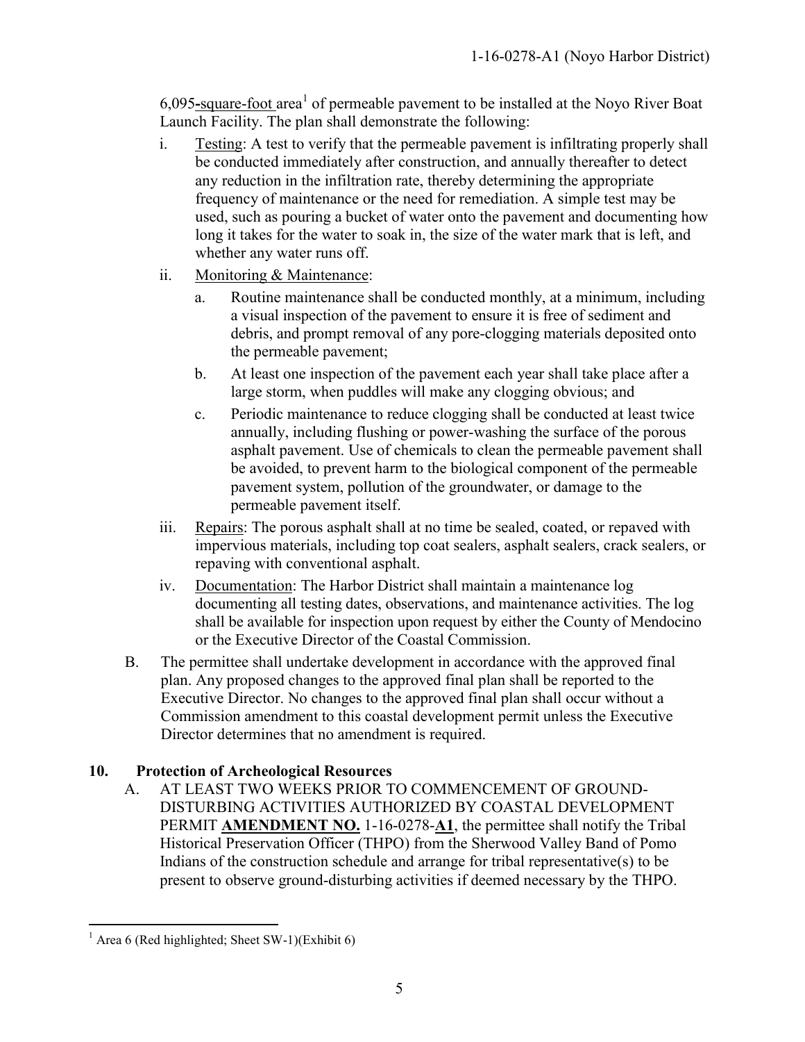6,095-square-foot area[1] of permeable pavement to be installed at the Noyo River Boat Launch Facility. The plan shall demonstrate the following:

i. Testing: A test to verify that the permeable pavement is infiltrating properly shall be conducted immediately after construction, and annually thereafter to detect any reduction in the infiltration rate, thereby determining the appropriate frequency of maintenance or the need for remediation. A simple test may be used, such as pouring a bucket of water onto the pavement and documenting how long it takes for the water to soak in, the size of the water mark that is left, and whether any water runs off.

ii. Monitoring & Maintenance:

   a. Routine maintenance shall be conducted monthly, at a minimum, including a visual inspection of the pavement to ensure it is free of sediment and debris, and prompt removal of any pore-clogging materials deposited onto the permeable pavement;

   b. At least one inspection of the pavement each year shall take place after a large storm, when puddles will make any clogging obvious; and

   c. Periodic maintenance to reduce clogging shall be conducted at least twice annually, including flushing or power-washing the surface of the porous asphalt pavement. Use of chemicals to clean the permeable pavement shall be avoided, to prevent harm to the biological component of the permeable pavement system, pollution of the groundwater, or damage to the permeable pavement itself.

iii. Repairs: The porous asphalt shall at no time be sealed, coated, or repaved with impervious materials, including top coat sealers, asphalt sealers, crack sealers, or repaving with conventional asphalt.

iv. Documentation: The Harbor District shall maintain a maintenance log documenting all testing dates, observations, and maintenance activities. The log shall be available for inspection upon request by either the County of Mendocino or the Executive Director of the Coastal Commission.

B. The permittee shall undertake development in accordance with the approved final plan. Any proposed changes to the approved final plan shall be reported to the Executive Director. No changes to the approved final plan shall occur without a Commission amendment to this coastal development permit unless the Executive Director determines that no amendment is required.

**10. Protection of Archeological Resources**

A. AT LEAST TWO WEEKS PRIOR TO COMMENCEMENT OF GROUND-DISTURBING ACTIVITIES AUTHORIZED BY COASTAL DEVELOPMENT PERMIT **AMENDMENT NO.** 1-16-0278-**A1**, the permittee shall notify the Tribal Historical Preservation Officer (THPO) from the Sherwood Valley Band of Pomo Indians of the construction schedule and arrange for tribal representative(s) to be present to observe ground-disturbing activities if deemed necessary by the THPO.

---

[1] Area 6 (Red highlighted; Sheet SW-1)(Exhibit 6)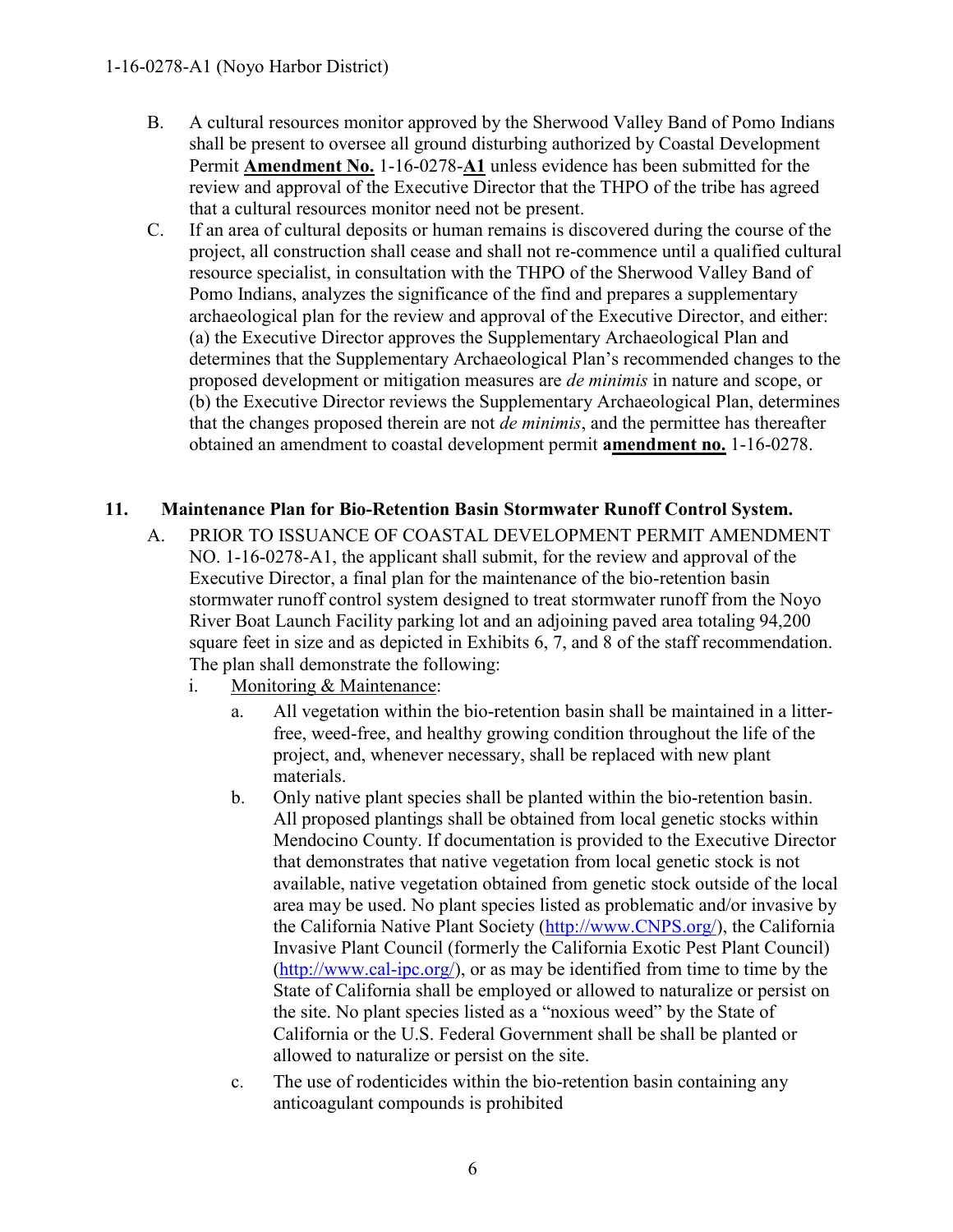B. A cultural resources monitor approved by the Sherwood Valley Band of Pomo Indians shall be present to oversee all ground disturbing authorized by Coastal Development Permit **Amendment No.** 1-16-0278-**A1** unless evidence has been submitted for the review and approval of the Executive Director that the THPO of the tribe has agreed that a cultural resources monitor need not be present.

C. If an area of cultural deposits or human remains is discovered during the course of the project, all construction shall cease and shall not re-commence until a qualified cultural resource specialist, in consultation with the THPO of the Sherwood Valley Band of Pomo Indians, analyzes the significance of the find and prepares a supplementary archaeological plan for the review and approval of the Executive Director, and either: (a) the Executive Director approves the Supplementary Archaeological Plan and determines that the Supplementary Archaeological Plan's recommended changes to the proposed development or mitigation measures are *de minimis* in nature and scope, or (b) the Executive Director reviews the Supplementary Archaeological Plan, determines that the changes proposed therein are not *de minimis*, and the permittee has thereafter obtained an amendment to coastal development permit **amendment no.** 1-16-0278.

**11. Maintenance Plan for Bio-Retention Basin Stormwater Runoff Control System.**

A. PRIOR TO ISSUANCE OF COASTAL DEVELOPMENT PERMIT AMENDMENT NO. 1-16-0278-A1, the applicant shall submit, for the review and approval of the Executive Director, a final plan for the maintenance of the bio-retention basin stormwater runoff control system designed to treat stormwater runoff from the Noyo River Boat Launch Facility parking lot and an adjoining paved area totaling 94,200 square feet in size and as depicted in Exhibits 6, 7, and 8 of the staff recommendation. The plan shall demonstrate the following:

i. Monitoring & Maintenance:

a. All vegetation within the bio-retention basin shall be maintained in a litter-free, weed-free, and healthy growing condition throughout the life of the project, and, whenever necessary, shall be replaced with new plant materials.

b. Only native plant species shall be planted within the bio-retention basin. All proposed plantings shall be obtained from local genetic stocks within Mendocino County. If documentation is provided to the Executive Director that demonstrates that native vegetation from local genetic stock is not available, native vegetation obtained from genetic stock outside of the local area may be used. No plant species listed as problematic and/or invasive by the California Native Plant Society (http://www.CNPS.org/), the California Invasive Plant Council (formerly the California Exotic Pest Plant Council) (http://www.cal-ipc.org/), or as may be identified from time to time by the State of California shall be employed or allowed to naturalize or persist on the site. No plant species listed as a "noxious weed" by the State of California or the U.S. Federal Government shall be shall be planted or allowed to naturalize or persist on the site.

c. The use of rodenticides within the bio-retention basin containing any anticoagulant compounds is prohibited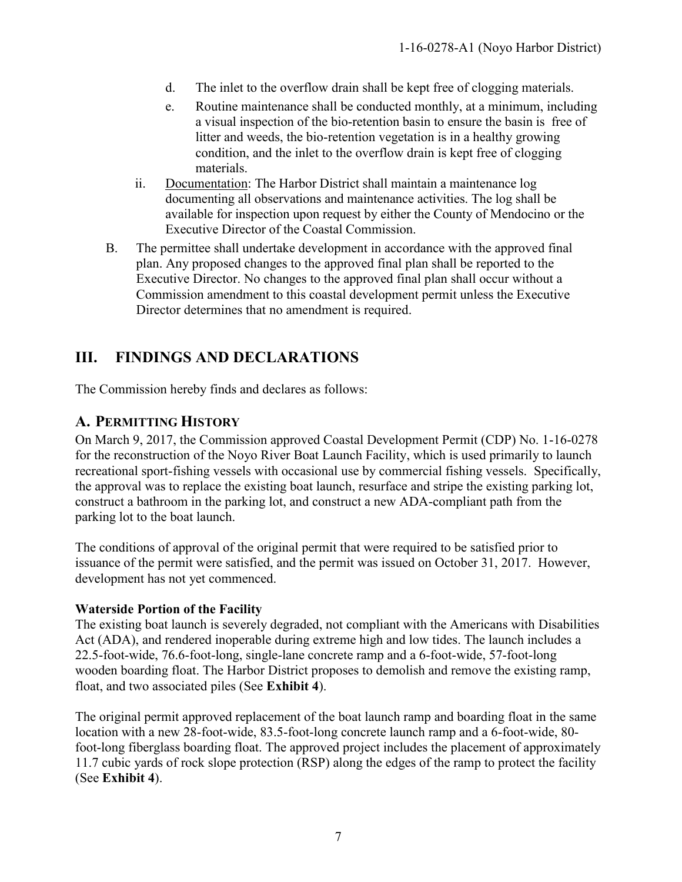d. The inlet to the overflow drain shall be kept free of clogging materials.

e. Routine maintenance shall be conducted monthly, at a minimum, including a visual inspection of the bio-retention basin to ensure the basin is free of litter and weeds, the bio-retention vegetation is in a healthy growing condition, and the inlet to the overflow drain is kept free of clogging materials.

ii. Documentation: The Harbor District shall maintain a maintenance log documenting all observations and maintenance activities. The log shall be available for inspection upon request by either the County of Mendocino or the Executive Director of the Coastal Commission.

B. The permittee shall undertake development in accordance with the approved final plan. Any proposed changes to the approved final plan shall be reported to the Executive Director. No changes to the approved final plan shall occur without a Commission amendment to this coastal development permit unless the Executive Director determines that no amendment is required.

# III. FINDINGS AND DECLARATIONS

The Commission hereby finds and declares as follows:

## A. PERMITTING HISTORY

On March 9, 2017, the Commission approved Coastal Development Permit (CDP) No. 1-16-0278 for the reconstruction of the Noyo River Boat Launch Facility, which is used primarily to launch recreational sport-fishing vessels with occasional use by commercial fishing vessels. Specifically, the approval was to replace the existing boat launch, resurface and stripe the existing parking lot, construct a bathroom in the parking lot, and construct a new ADA-compliant path from the parking lot to the boat launch.

The conditions of approval of the original permit that were required to be satisfied prior to issuance of the permit were satisfied, and the permit was issued on October 31, 2017. However, development has not yet commenced.

**Waterside Portion of the Facility**

The existing boat launch is severely degraded, not compliant with the Americans with Disabilities Act (ADA), and rendered inoperable during extreme high and low tides. The launch includes a 22.5-foot-wide, 76.6-foot-long, single-lane concrete ramp and a 6-foot-wide, 57-foot-long wooden boarding float. The Harbor District proposes to demolish and remove the existing ramp, float, and two associated piles (See **Exhibit 4**).

The original permit approved replacement of the boat launch ramp and boarding float in the same location with a new 28-foot-wide, 83.5-foot-long concrete launch ramp and a 6-foot-wide, 80-foot-long fiberglass boarding float. The approved project includes the placement of approximately 11.7 cubic yards of rock slope protection (RSP) along the edges of the ramp to protect the facility (See **Exhibit 4**).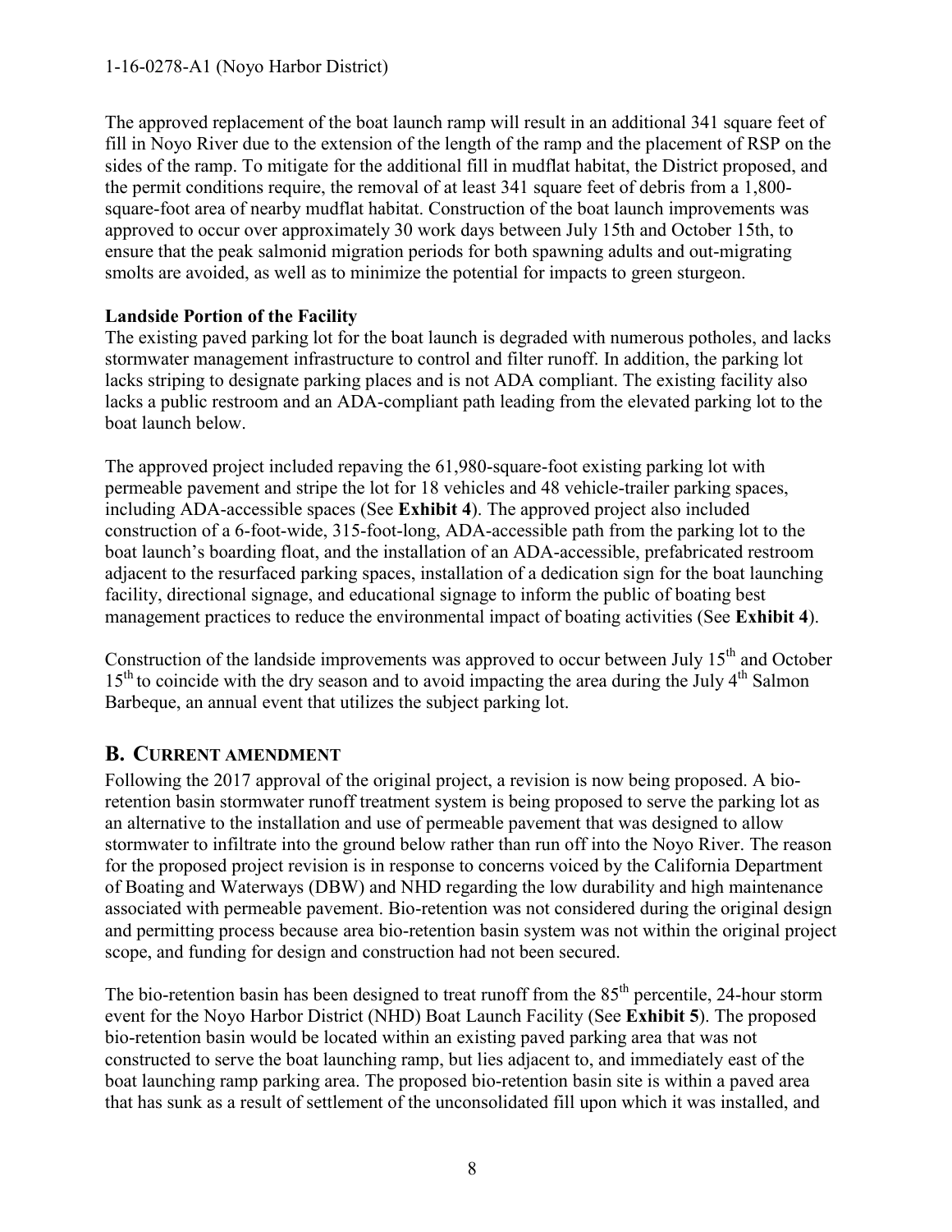The approved replacement of the boat launch ramp will result in an additional 341 square feet of fill in Noyo River due to the extension of the length of the ramp and the placement of RSP on the sides of the ramp. To mitigate for the additional fill in mudflat habitat, the District proposed, and the permit conditions require, the removal of at least 341 square feet of debris from a 1,800-square-foot area of nearby mudflat habitat. Construction of the boat launch improvements was approved to occur over approximately 30 work days between July 15th and October 15th, to ensure that the peak salmonid migration periods for both spawning adults and out-migrating smolts are avoided, as well as to minimize the potential for impacts to green sturgeon.

**Landside Portion of the Facility**

The existing paved parking lot for the boat launch is degraded with numerous potholes, and lacks stormwater management infrastructure to control and filter runoff. In addition, the parking lot lacks striping to designate parking places and is not ADA compliant. The existing facility also lacks a public restroom and an ADA-compliant path leading from the elevated parking lot to the boat launch below.

The approved project included repaving the 61,980-square-foot existing parking lot with permeable pavement and stripe the lot for 18 vehicles and 48 vehicle-trailer parking spaces, including ADA-accessible spaces (See **Exhibit 4**). The approved project also included construction of a 6-foot-wide, 315-foot-long, ADA-accessible path from the parking lot to the boat launch's boarding float, and the installation of an ADA-accessible, prefabricated restroom adjacent to the resurfaced parking spaces, installation of a dedication sign for the boat launching facility, directional signage, and educational signage to inform the public of boating best management practices to reduce the environmental impact of boating activities (See **Exhibit 4**).

Construction of the landside improvements was approved to occur between July 15th and October 15th to coincide with the dry season and to avoid impacting the area during the July 4th Salmon Barbeque, an annual event that utilizes the subject parking lot.

## B. CURRENT AMENDMENT

Following the 2017 approval of the original project, a revision is now being proposed. A bio-retention basin stormwater runoff treatment system is being proposed to serve the parking lot as an alternative to the installation and use of permeable pavement that was designed to allow stormwater to infiltrate into the ground below rather than run off into the Noyo River. The reason for the proposed project revision is in response to concerns voiced by the California Department of Boating and Waterways (DBW) and NHD regarding the low durability and high maintenance associated with permeable pavement. Bio-retention was not considered during the original design and permitting process because area bio-retention basin system was not within the original project scope, and funding for design and construction had not been secured.

The bio-retention basin has been designed to treat runoff from the 85th percentile, 24-hour storm event for the Noyo Harbor District (NHD) Boat Launch Facility (See **Exhibit 5**). The proposed bio-retention basin would be located within an existing paved parking area that was not constructed to serve the boat launching ramp, but lies adjacent to, and immediately east of the boat launching ramp parking area. The proposed bio-retention basin site is within a paved area that has sunk as a result of settlement of the unconsolidated fill upon which it was installed, and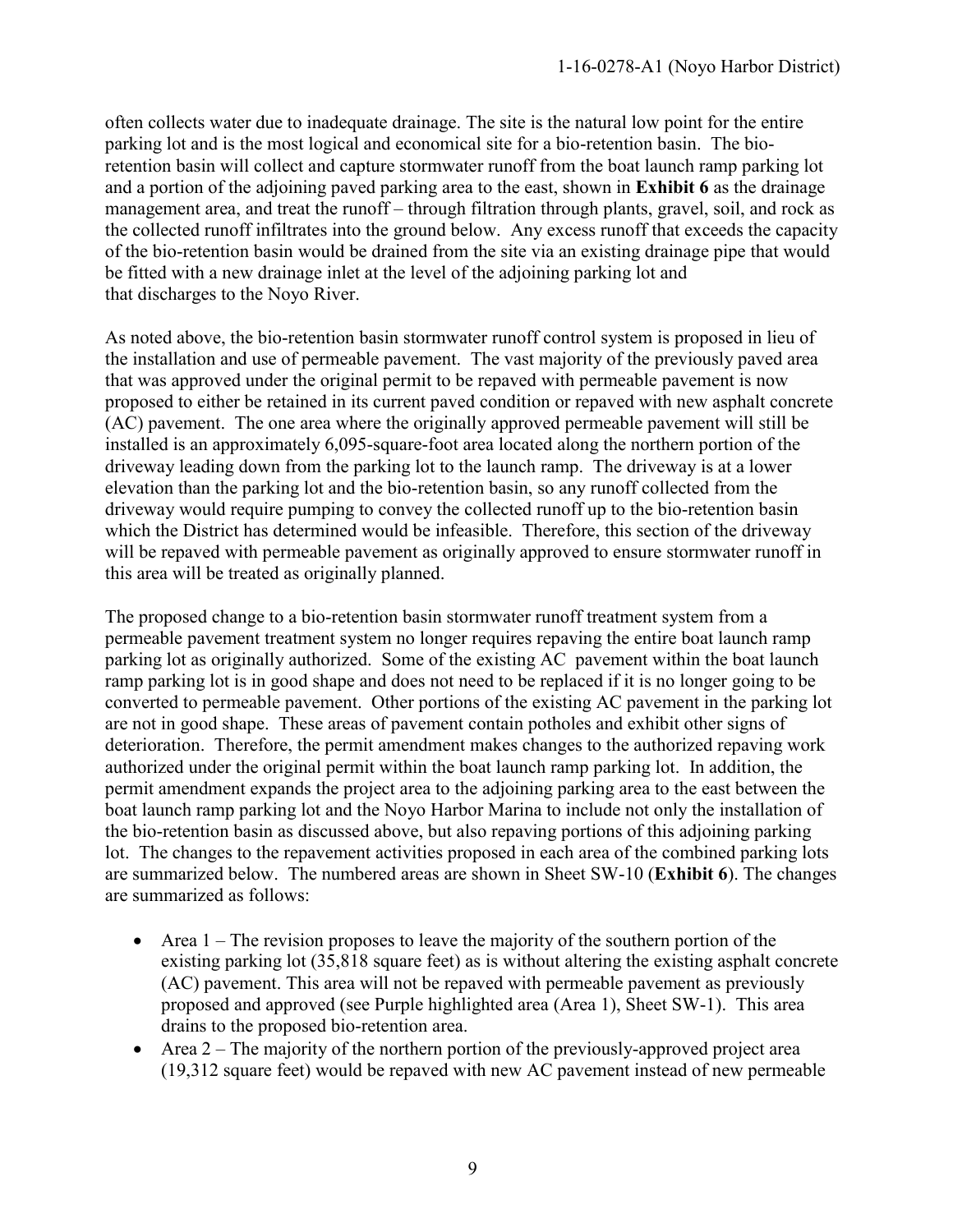often collects water due to inadequate drainage. The site is the natural low point for the entire parking lot and is the most logical and economical site for a bio-retention basin. The bio-retention basin will collect and capture stormwater runoff from the boat launch ramp parking lot and a portion of the adjoining paved parking area to the east, shown in **Exhibit 6** as the drainage management area, and treat the runoff – through filtration through plants, gravel, soil, and rock as the collected runoff infiltrates into the ground below. Any excess runoff that exceeds the capacity of the bio-retention basin would be drained from the site via an existing drainage pipe that would be fitted with a new drainage inlet at the level of the adjoining parking lot and that discharges to the Noyo River.

As noted above, the bio-retention basin stormwater runoff control system is proposed in lieu of the installation and use of permeable pavement. The vast majority of the previously paved area that was approved under the original permit to be repaved with permeable pavement is now proposed to either be retained in its current paved condition or repaved with new asphalt concrete (AC) pavement. The one area where the originally approved permeable pavement will still be installed is an approximately 6,095-square-foot area located along the northern portion of the driveway leading down from the parking lot to the launch ramp. The driveway is at a lower elevation than the parking lot and the bio-retention basin, so any runoff collected from the driveway would require pumping to convey the collected runoff up to the bio-retention basin which the District has determined would be infeasible. Therefore, this section of the driveway will be repaved with permeable pavement as originally approved to ensure stormwater runoff in this area will be treated as originally planned.

The proposed change to a bio-retention basin stormwater runoff treatment system from a permeable pavement treatment system no longer requires repaving the entire boat launch ramp parking lot as originally authorized. Some of the existing AC pavement within the boat launch ramp parking lot is in good shape and does not need to be replaced if it is no longer going to be converted to permeable pavement. Other portions of the existing AC pavement in the parking lot are not in good shape. These areas of pavement contain potholes and exhibit other signs of deterioration. Therefore, the permit amendment makes changes to the authorized repaving work authorized under the original permit within the boat launch ramp parking lot. In addition, the permit amendment expands the project area to the adjoining parking area to the east between the boat launch ramp parking lot and the Noyo Harbor Marina to include not only the installation of the bio-retention basin as discussed above, but also repaving portions of this adjoining parking lot. The changes to the repavement activities proposed in each area of the combined parking lots are summarized below. The numbered areas are shown in Sheet SW-10 (**Exhibit 6**). The changes are summarized as follows:

- Area 1 – The revision proposes to leave the majority of the southern portion of the existing parking lot (35,818 square feet) as is without altering the existing asphalt concrete (AC) pavement. This area will not be repaved with permeable pavement as previously proposed and approved (see Purple highlighted area (Area 1), Sheet SW-1). This area drains to the proposed bio-retention area.
- Area 2 – The majority of the northern portion of the previously-approved project area (19,312 square feet) would be repaved with new AC pavement instead of new permeable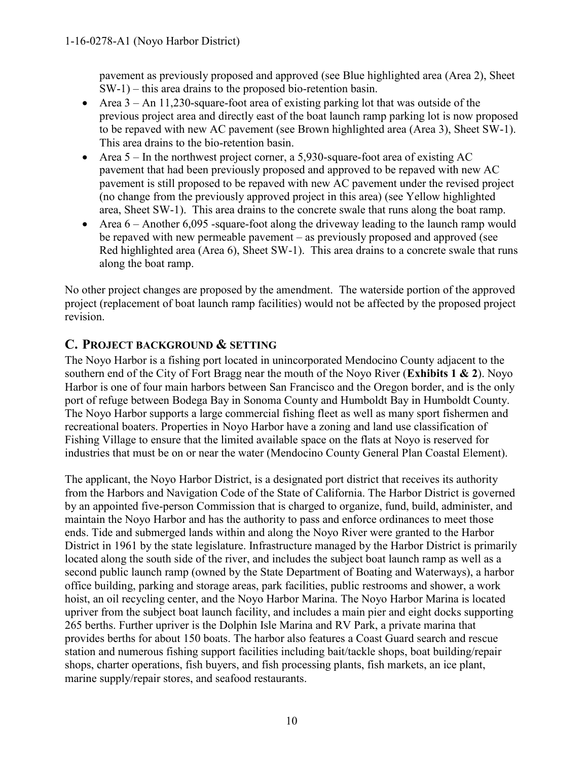pavement as previously proposed and approved (see Blue highlighted area (Area 2), Sheet SW-1) – this area drains to the proposed bio-retention basin.

- Area 3 – An 11,230-square-foot area of existing parking lot that was outside of the previous project area and directly east of the boat launch ramp parking lot is now proposed to be repaved with new AC pavement (see Brown highlighted area (Area 3), Sheet SW-1). This area drains to the bio-retention basin.
- Area 5 – In the northwest project corner, a 5,930-square-foot area of existing AC pavement that had been previously proposed and approved to be repaved with new AC pavement is still proposed to be repaved with new AC pavement under the revised project (no change from the previously approved project in this area) (see Yellow highlighted area, Sheet SW-1). This area drains to the concrete swale that runs along the boat ramp.
- Area 6 – Another 6,095 -square-foot along the driveway leading to the launch ramp would be repaved with new permeable pavement – as previously proposed and approved (see Red highlighted area (Area 6), Sheet SW-1). This area drains to a concrete swale that runs along the boat ramp.

No other project changes are proposed by the amendment. The waterside portion of the approved project (replacement of boat launch ramp facilities) would not be affected by the proposed project revision.

## C. PROJECT BACKGROUND & SETTING

The Noyo Harbor is a fishing port located in unincorporated Mendocino County adjacent to the southern end of the City of Fort Bragg near the mouth of the Noyo River (**Exhibits 1 & 2**). Noyo Harbor is one of four main harbors between San Francisco and the Oregon border, and is the only port of refuge between Bodega Bay in Sonoma County and Humboldt Bay in Humboldt County. The Noyo Harbor supports a large commercial fishing fleet as well as many sport fishermen and recreational boaters. Properties in Noyo Harbor have a zoning and land use classification of Fishing Village to ensure that the limited available space on the flats at Noyo is reserved for industries that must be on or near the water (Mendocino County General Plan Coastal Element).

The applicant, the Noyo Harbor District, is a designated port district that receives its authority from the Harbors and Navigation Code of the State of California. The Harbor District is governed by an appointed five-person Commission that is charged to organize, fund, build, administer, and maintain the Noyo Harbor and has the authority to pass and enforce ordinances to meet those ends. Tide and submerged lands within and along the Noyo River were granted to the Harbor District in 1961 by the state legislature. Infrastructure managed by the Harbor District is primarily located along the south side of the river, and includes the subject boat launch ramp as well as a second public launch ramp (owned by the State Department of Boating and Waterways), a harbor office building, parking and storage areas, park facilities, public restrooms and shower, a work hoist, an oil recycling center, and the Noyo Harbor Marina. The Noyo Harbor Marina is located upriver from the subject boat launch facility, and includes a main pier and eight docks supporting 265 berths. Further upriver is the Dolphin Isle Marina and RV Park, a private marina that provides berths for about 150 boats. The harbor also features a Coast Guard search and rescue station and numerous fishing support facilities including bait/tackle shops, boat building/repair shops, charter operations, fish buyers, and fish processing plants, fish markets, an ice plant, marine supply/repair stores, and seafood restaurants.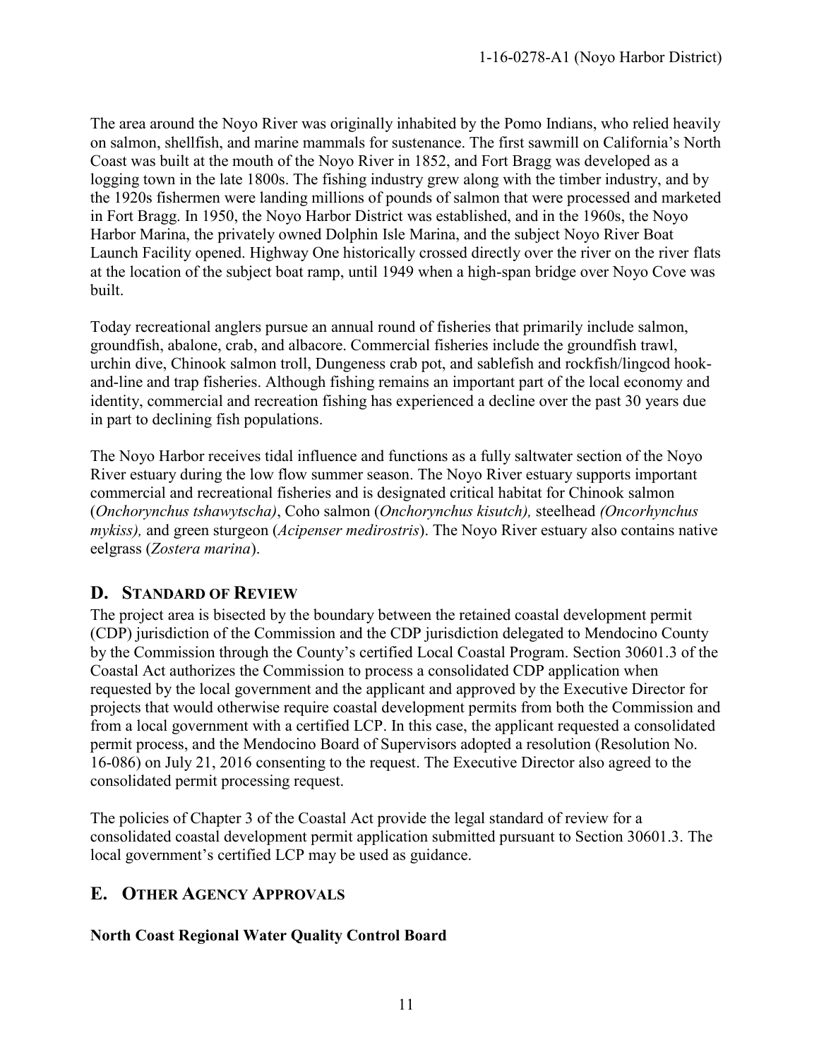The area around the Noyo River was originally inhabited by the Pomo Indians, who relied heavily on salmon, shellfish, and marine mammals for sustenance. The first sawmill on California's North Coast was built at the mouth of the Noyo River in 1852, and Fort Bragg was developed as a logging town in the late 1800s. The fishing industry grew along with the timber industry, and by the 1920s fishermen were landing millions of pounds of salmon that were processed and marketed in Fort Bragg. In 1950, the Noyo Harbor District was established, and in the 1960s, the Noyo Harbor Marina, the privately owned Dolphin Isle Marina, and the subject Noyo River Boat Launch Facility opened. Highway One historically crossed directly over the river on the river flats at the location of the subject boat ramp, until 1949 when a high-span bridge over Noyo Cove was built.

Today recreational anglers pursue an annual round of fisheries that primarily include salmon, groundfish, abalone, crab, and albacore. Commercial fisheries include the groundfish trawl, urchin dive, Chinook salmon troll, Dungeness crab pot, and sablefish and rockfish/lingcod hook-and-line and trap fisheries. Although fishing remains an important part of the local economy and identity, commercial and recreation fishing has experienced a decline over the past 30 years due in part to declining fish populations.

The Noyo Harbor receives tidal influence and functions as a fully saltwater section of the Noyo River estuary during the low flow summer season. The Noyo River estuary supports important commercial and recreational fisheries and is designated critical habitat for Chinook salmon (*Onchorynchus tshawytscha)*, Coho salmon (*Onchorynchus kisutch),* steelhead *(Oncorhynchus mykiss),* and green sturgeon (*Acipenser medirostris*). The Noyo River estuary also contains native eelgrass (*Zostera marina*).

## D. Standard of Review

The project area is bisected by the boundary between the retained coastal development permit (CDP) jurisdiction of the Commission and the CDP jurisdiction delegated to Mendocino County by the Commission through the County's certified Local Coastal Program. Section 30601.3 of the Coastal Act authorizes the Commission to process a consolidated CDP application when requested by the local government and the applicant and approved by the Executive Director for projects that would otherwise require coastal development permits from both the Commission and from a local government with a certified LCP. In this case, the applicant requested a consolidated permit process, and the Mendocino Board of Supervisors adopted a resolution (Resolution No. 16-086) on July 21, 2016 consenting to the request. The Executive Director also agreed to the consolidated permit processing request.

The policies of Chapter 3 of the Coastal Act provide the legal standard of review for a consolidated coastal development permit application submitted pursuant to Section 30601.3. The local government's certified LCP may be used as guidance.

## E. Other Agency Approvals

### North Coast Regional Water Quality Control Board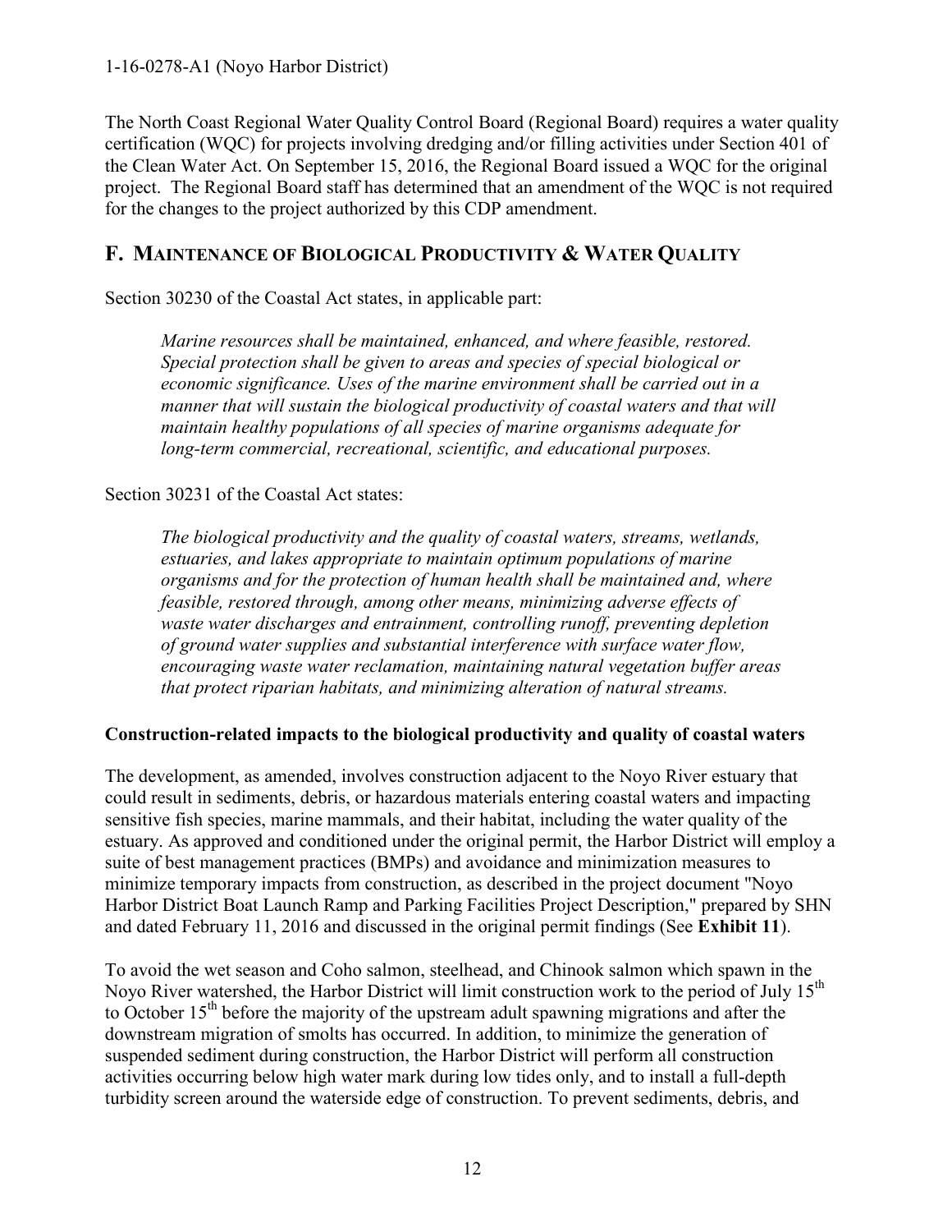The North Coast Regional Water Quality Control Board (Regional Board) requires a water quality certification (WQC) for projects involving dredging and/or filling activities under Section 401 of the Clean Water Act. On September 15, 2016, the Regional Board issued a WQC for the original project. The Regional Board staff has determined that an amendment of the WQC is not required for the changes to the project authorized by this CDP amendment.

## F. MAINTENANCE OF BIOLOGICAL PRODUCTIVITY & WATER QUALITY

Section 30230 of the Coastal Act states, in applicable part:

> *Marine resources shall be maintained, enhanced, and where feasible, restored. Special protection shall be given to areas and species of special biological or economic significance. Uses of the marine environment shall be carried out in a manner that will sustain the biological productivity of coastal waters and that will maintain healthy populations of all species of marine organisms adequate for long-term commercial, recreational, scientific, and educational purposes.*

Section 30231 of the Coastal Act states:

> *The biological productivity and the quality of coastal waters, streams, wetlands, estuaries, and lakes appropriate to maintain optimum populations of marine organisms and for the protection of human health shall be maintained and, where feasible, restored through, among other means, minimizing adverse effects of waste water discharges and entrainment, controlling runoff, preventing depletion of ground water supplies and substantial interference with surface water flow, encouraging waste water reclamation, maintaining natural vegetation buffer areas that protect riparian habitats, and minimizing alteration of natural streams.*

**Construction-related impacts to the biological productivity and quality of coastal waters**

The development, as amended, involves construction adjacent to the Noyo River estuary that could result in sediments, debris, or hazardous materials entering coastal waters and impacting sensitive fish species, marine mammals, and their habitat, including the water quality of the estuary. As approved and conditioned under the original permit, the Harbor District will employ a suite of best management practices (BMPs) and avoidance and minimization measures to minimize temporary impacts from construction, as described in the project document "Noyo Harbor District Boat Launch Ramp and Parking Facilities Project Description," prepared by SHN and dated February 11, 2016 and discussed in the original permit findings (See **Exhibit 11**).

To avoid the wet season and Coho salmon, steelhead, and Chinook salmon which spawn in the Noyo River watershed, the Harbor District will limit construction work to the period of July 15th to October 15th before the majority of the upstream adult spawning migrations and after the downstream migration of smolts has occurred. In addition, to minimize the generation of suspended sediment during construction, the Harbor District will perform all construction activities occurring below high water mark during low tides only, and to install a full-depth turbidity screen around the waterside edge of construction. To prevent sediments, debris, and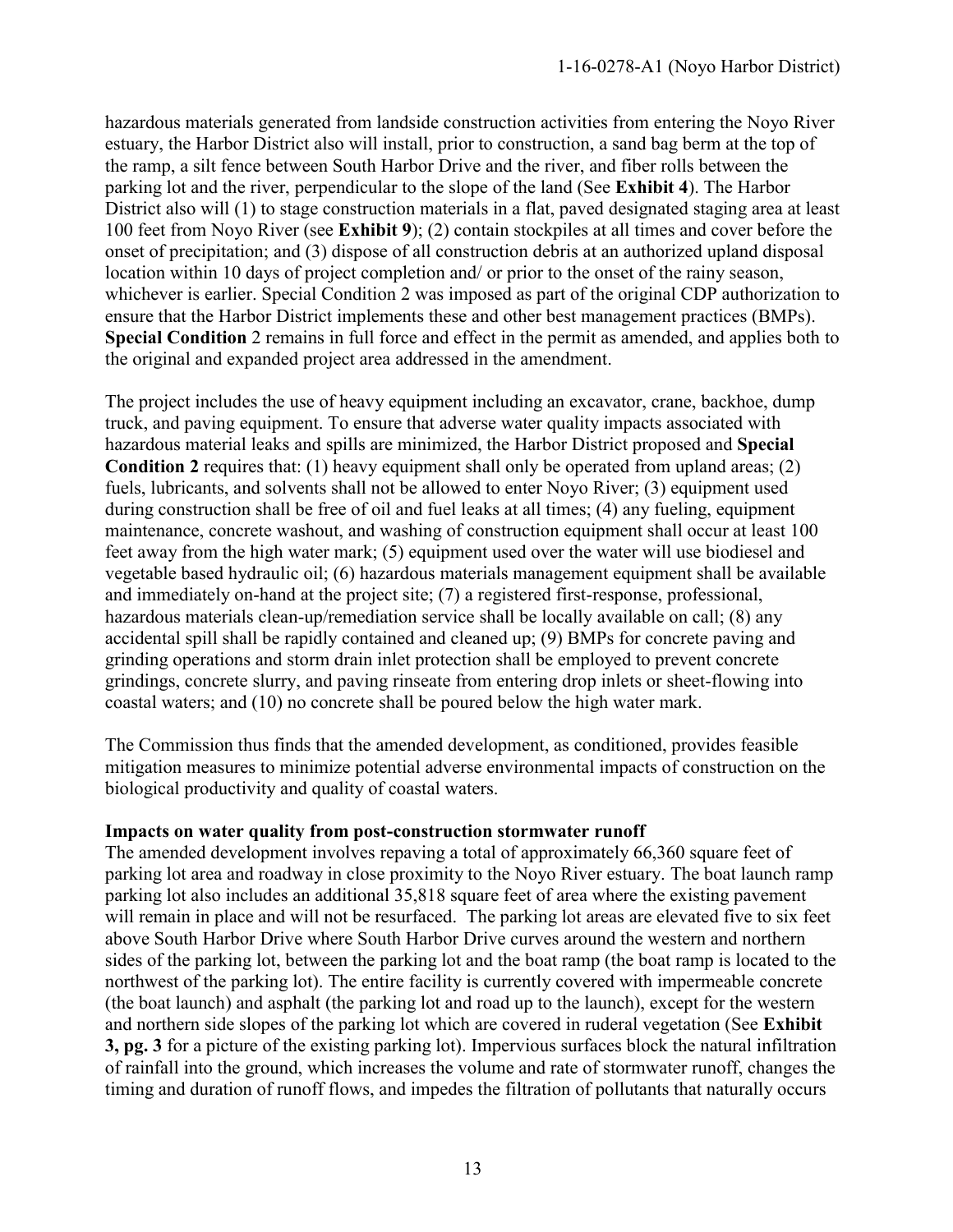hazardous materials generated from landside construction activities from entering the Noyo River estuary, the Harbor District also will install, prior to construction, a sand bag berm at the top of the ramp, a silt fence between South Harbor Drive and the river, and fiber rolls between the parking lot and the river, perpendicular to the slope of the land (See **Exhibit 4**). The Harbor District also will (1) to stage construction materials in a flat, paved designated staging area at least 100 feet from Noyo River (see **Exhibit 9**); (2) contain stockpiles at all times and cover before the onset of precipitation; and (3) dispose of all construction debris at an authorized upland disposal location within 10 days of project completion and/ or prior to the onset of the rainy season, whichever is earlier. Special Condition 2 was imposed as part of the original CDP authorization to ensure that the Harbor District implements these and other best management practices (BMPs). **Special Condition** 2 remains in full force and effect in the permit as amended, and applies both to the original and expanded project area addressed in the amendment.

The project includes the use of heavy equipment including an excavator, crane, backhoe, dump truck, and paving equipment. To ensure that adverse water quality impacts associated with hazardous material leaks and spills are minimized, the Harbor District proposed and **Special Condition 2** requires that: (1) heavy equipment shall only be operated from upland areas; (2) fuels, lubricants, and solvents shall not be allowed to enter Noyo River; (3) equipment used during construction shall be free of oil and fuel leaks at all times; (4) any fueling, equipment maintenance, concrete washout, and washing of construction equipment shall occur at least 100 feet away from the high water mark; (5) equipment used over the water will use biodiesel and vegetable based hydraulic oil; (6) hazardous materials management equipment shall be available and immediately on-hand at the project site; (7) a registered first-response, professional, hazardous materials clean-up/remediation service shall be locally available on call; (8) any accidental spill shall be rapidly contained and cleaned up; (9) BMPs for concrete paving and grinding operations and storm drain inlet protection shall be employed to prevent concrete grindings, concrete slurry, and paving rinseate from entering drop inlets or sheet-flowing into coastal waters; and (10) no concrete shall be poured below the high water mark.

The Commission thus finds that the amended development, as conditioned, provides feasible mitigation measures to minimize potential adverse environmental impacts of construction on the biological productivity and quality of coastal waters.

**Impacts on water quality from post-construction stormwater runoff**

The amended development involves repaving a total of approximately 66,360 square feet of parking lot area and roadway in close proximity to the Noyo River estuary. The boat launch ramp parking lot also includes an additional 35,818 square feet of area where the existing pavement will remain in place and will not be resurfaced. The parking lot areas are elevated five to six feet above South Harbor Drive where South Harbor Drive curves around the western and northern sides of the parking lot, between the parking lot and the boat ramp (the boat ramp is located to the northwest of the parking lot). The entire facility is currently covered with impermeable concrete (the boat launch) and asphalt (the parking lot and road up to the launch), except for the western and northern side slopes of the parking lot which are covered in ruderal vegetation (See **Exhibit 3, pg. 3** for a picture of the existing parking lot). Impervious surfaces block the natural infiltration of rainfall into the ground, which increases the volume and rate of stormwater runoff, changes the timing and duration of runoff flows, and impedes the filtration of pollutants that naturally occurs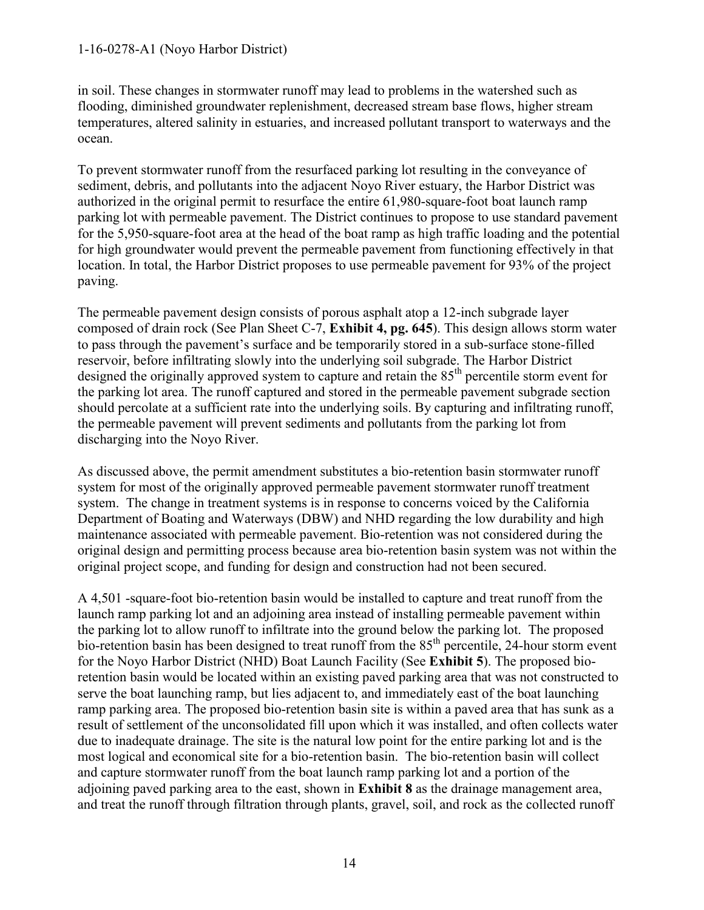in soil. These changes in stormwater runoff may lead to problems in the watershed such as flooding, diminished groundwater replenishment, decreased stream base flows, higher stream temperatures, altered salinity in estuaries, and increased pollutant transport to waterways and the ocean.

To prevent stormwater runoff from the resurfaced parking lot resulting in the conveyance of sediment, debris, and pollutants into the adjacent Noyo River estuary, the Harbor District was authorized in the original permit to resurface the entire 61,980-square-foot boat launch ramp parking lot with permeable pavement. The District continues to propose to use standard pavement for the 5,950-square-foot area at the head of the boat ramp as high traffic loading and the potential for high groundwater would prevent the permeable pavement from functioning effectively in that location. In total, the Harbor District proposes to use permeable pavement for 93% of the project paving.

The permeable pavement design consists of porous asphalt atop a 12-inch subgrade layer composed of drain rock (See Plan Sheet C-7, **Exhibit 4, pg. 645**). This design allows storm water to pass through the pavement's surface and be temporarily stored in a sub-surface stone-filled reservoir, before infiltrating slowly into the underlying soil subgrade. The Harbor District designed the originally approved system to capture and retain the 85th percentile storm event for the parking lot area. The runoff captured and stored in the permeable pavement subgrade section should percolate at a sufficient rate into the underlying soils. By capturing and infiltrating runoff, the permeable pavement will prevent sediments and pollutants from the parking lot from discharging into the Noyo River.

As discussed above, the permit amendment substitutes a bio-retention basin stormwater runoff system for most of the originally approved permeable pavement stormwater runoff treatment system. The change in treatment systems is in response to concerns voiced by the California Department of Boating and Waterways (DBW) and NHD regarding the low durability and high maintenance associated with permeable pavement. Bio-retention was not considered during the original design and permitting process because area bio-retention basin system was not within the original project scope, and funding for design and construction had not been secured.

A 4,501 -square-foot bio-retention basin would be installed to capture and treat runoff from the launch ramp parking lot and an adjoining area instead of installing permeable pavement within the parking lot to allow runoff to infiltrate into the ground below the parking lot. The proposed bio-retention basin has been designed to treat runoff from the 85th percentile, 24-hour storm event for the Noyo Harbor District (NHD) Boat Launch Facility (See **Exhibit 5**). The proposed bio-retention basin would be located within an existing paved parking area that was not constructed to serve the boat launching ramp, but lies adjacent to, and immediately east of the boat launching ramp parking area. The proposed bio-retention basin site is within a paved area that has sunk as a result of settlement of the unconsolidated fill upon which it was installed, and often collects water due to inadequate drainage. The site is the natural low point for the entire parking lot and is the most logical and economical site for a bio-retention basin. The bio-retention basin will collect and capture stormwater runoff from the boat launch ramp parking lot and a portion of the adjoining paved parking area to the east, shown in **Exhibit 8** as the drainage management area, and treat the runoff through filtration through plants, gravel, soil, and rock as the collected runoff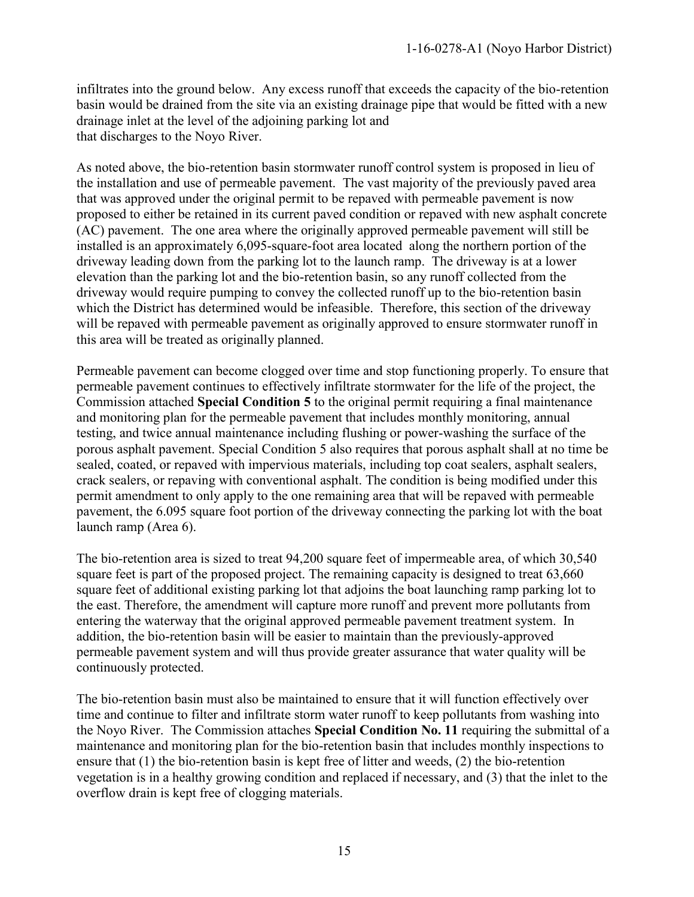infiltrates into the ground below. Any excess runoff that exceeds the capacity of the bio-retention basin would be drained from the site via an existing drainage pipe that would be fitted with a new drainage inlet at the level of the adjoining parking lot and that discharges to the Noyo River.

As noted above, the bio-retention basin stormwater runoff control system is proposed in lieu of the installation and use of permeable pavement. The vast majority of the previously paved area that was approved under the original permit to be repaved with permeable pavement is now proposed to either be retained in its current paved condition or repaved with new asphalt concrete (AC) pavement. The one area where the originally approved permeable pavement will still be installed is an approximately 6,095-square-foot area located along the northern portion of the driveway leading down from the parking lot to the launch ramp. The driveway is at a lower elevation than the parking lot and the bio-retention basin, so any runoff collected from the driveway would require pumping to convey the collected runoff up to the bio-retention basin which the District has determined would be infeasible. Therefore, this section of the driveway will be repaved with permeable pavement as originally approved to ensure stormwater runoff in this area will be treated as originally planned.

Permeable pavement can become clogged over time and stop functioning properly. To ensure that permeable pavement continues to effectively infiltrate stormwater for the life of the project, the Commission attached **Special Condition 5** to the original permit requiring a final maintenance and monitoring plan for the permeable pavement that includes monthly monitoring, annual testing, and twice annual maintenance including flushing or power-washing the surface of the porous asphalt pavement. Special Condition 5 also requires that porous asphalt shall at no time be sealed, coated, or repaved with impervious materials, including top coat sealers, asphalt sealers, crack sealers, or repaving with conventional asphalt. The condition is being modified under this permit amendment to only apply to the one remaining area that will be repaved with permeable pavement, the 6.095 square foot portion of the driveway connecting the parking lot with the boat launch ramp (Area 6).

The bio-retention area is sized to treat 94,200 square feet of impermeable area, of which 30,540 square feet is part of the proposed project. The remaining capacity is designed to treat 63,660 square feet of additional existing parking lot that adjoins the boat launching ramp parking lot to the east. Therefore, the amendment will capture more runoff and prevent more pollutants from entering the waterway that the original approved permeable pavement treatment system. In addition, the bio-retention basin will be easier to maintain than the previously-approved permeable pavement system and will thus provide greater assurance that water quality will be continuously protected.

The bio-retention basin must also be maintained to ensure that it will function effectively over time and continue to filter and infiltrate storm water runoff to keep pollutants from washing into the Noyo River. The Commission attaches **Special Condition No. 11** requiring the submittal of a maintenance and monitoring plan for the bio-retention basin that includes monthly inspections to ensure that (1) the bio-retention basin is kept free of litter and weeds, (2) the bio-retention vegetation is in a healthy growing condition and replaced if necessary, and (3) that the inlet to the overflow drain is kept free of clogging materials.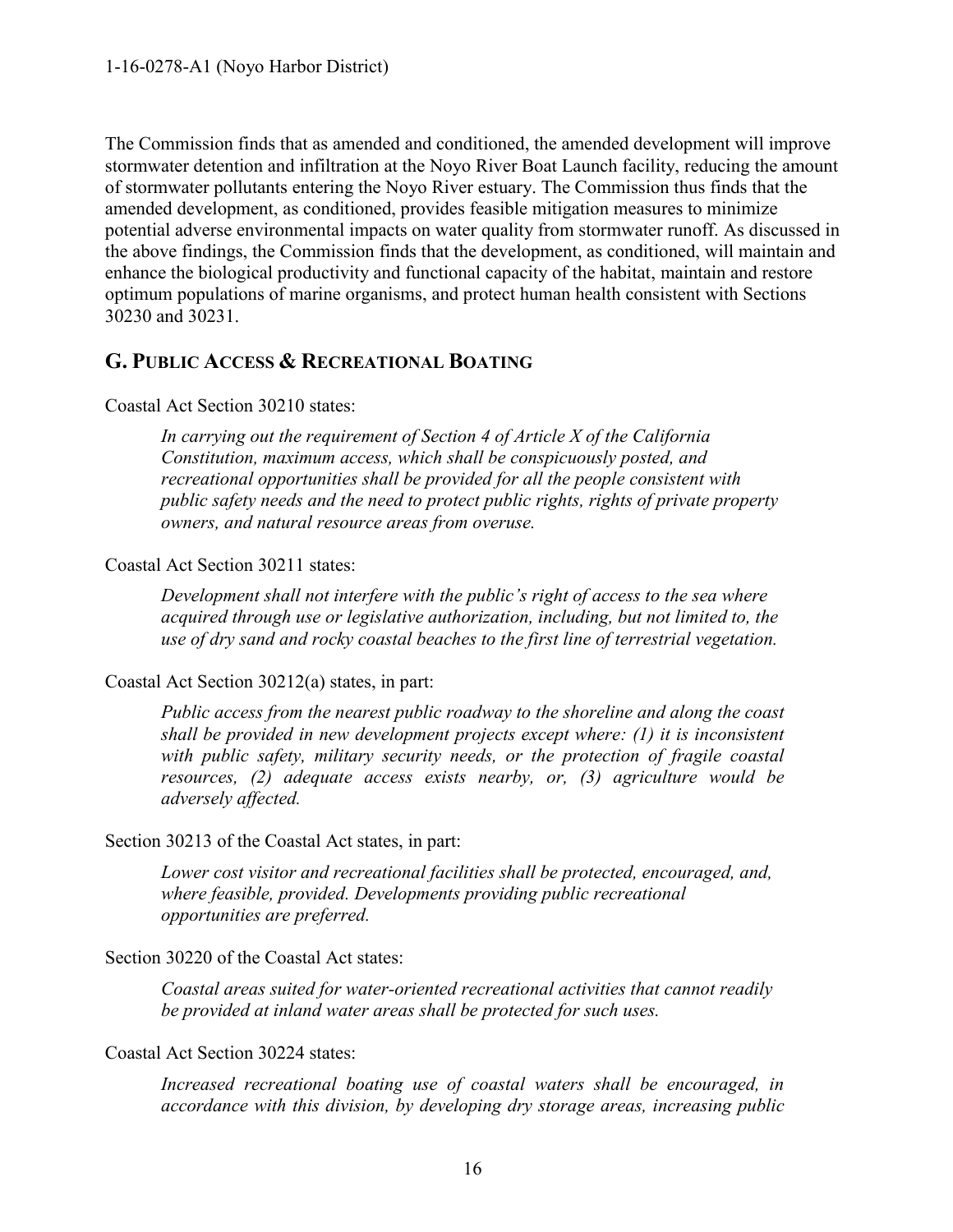The Commission finds that as amended and conditioned, the amended development will improve stormwater detention and infiltration at the Noyo River Boat Launch facility, reducing the amount of stormwater pollutants entering the Noyo River estuary. The Commission thus finds that the amended development, as conditioned, provides feasible mitigation measures to minimize potential adverse environmental impacts on water quality from stormwater runoff. As discussed in the above findings, the Commission finds that the development, as conditioned, will maintain and enhance the biological productivity and functional capacity of the habitat, maintain and restore optimum populations of marine organisms, and protect human health consistent with Sections 30230 and 30231.

## G. Public Access & Recreational Boating

Coastal Act Section 30210 states:

> *In carrying out the requirement of Section 4 of Article X of the California Constitution, maximum access, which shall be conspicuously posted, and recreational opportunities shall be provided for all the people consistent with public safety needs and the need to protect public rights, rights of private property owners, and natural resource areas from overuse.*

Coastal Act Section 30211 states:

> *Development shall not interfere with the public's right of access to the sea where acquired through use or legislative authorization, including, but not limited to, the use of dry sand and rocky coastal beaches to the first line of terrestrial vegetation.*

Coastal Act Section 30212(a) states, in part:

> *Public access from the nearest public roadway to the shoreline and along the coast shall be provided in new development projects except where: (1) it is inconsistent with public safety, military security needs, or the protection of fragile coastal resources, (2) adequate access exists nearby, or, (3) agriculture would be adversely affected.*

Section 30213 of the Coastal Act states, in part:

> *Lower cost visitor and recreational facilities shall be protected, encouraged, and, where feasible, provided. Developments providing public recreational opportunities are preferred.*

Section 30220 of the Coastal Act states:

> *Coastal areas suited for water-oriented recreational activities that cannot readily be provided at inland water areas shall be protected for such uses.*

Coastal Act Section 30224 states:

> *Increased recreational boating use of coastal waters shall be encouraged, in accordance with this division, by developing dry storage areas, increasing public*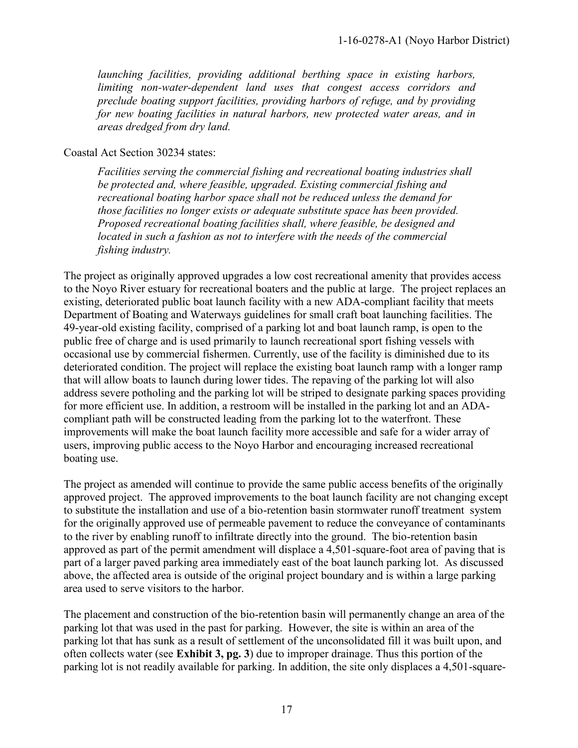*launching facilities, providing additional berthing space in existing harbors, limiting non-water-dependent land uses that congest access corridors and preclude boating support facilities, providing harbors of refuge, and by providing for new boating facilities in natural harbors, new protected water areas, and in areas dredged from dry land.*

Coastal Act Section 30234 states:

> *Facilities serving the commercial fishing and recreational boating industries shall be protected and, where feasible, upgraded. Existing commercial fishing and recreational boating harbor space shall not be reduced unless the demand for those facilities no longer exists or adequate substitute space has been provided. Proposed recreational boating facilities shall, where feasible, be designed and located in such a fashion as not to interfere with the needs of the commercial fishing industry.*

The project as originally approved upgrades a low cost recreational amenity that provides access to the Noyo River estuary for recreational boaters and the public at large. The project replaces an existing, deteriorated public boat launch facility with a new ADA-compliant facility that meets Department of Boating and Waterways guidelines for small craft boat launching facilities. The 49-year-old existing facility, comprised of a parking lot and boat launch ramp, is open to the public free of charge and is used primarily to launch recreational sport fishing vessels with occasional use by commercial fishermen. Currently, use of the facility is diminished due to its deteriorated condition. The project will replace the existing boat launch ramp with a longer ramp that will allow boats to launch during lower tides. The repaving of the parking lot will also address severe potholing and the parking lot will be striped to designate parking spaces providing for more efficient use. In addition, a restroom will be installed in the parking lot and an ADA-compliant path will be constructed leading from the parking lot to the waterfront. These improvements will make the boat launch facility more accessible and safe for a wider array of users, improving public access to the Noyo Harbor and encouraging increased recreational boating use.

The project as amended will continue to provide the same public access benefits of the originally approved project. The approved improvements to the boat launch facility are not changing except to substitute the installation and use of a bio-retention basin stormwater runoff treatment system for the originally approved use of permeable pavement to reduce the conveyance of contaminants to the river by enabling runoff to infiltrate directly into the ground. The bio-retention basin approved as part of the permit amendment will displace a 4,501-square-foot area of paving that is part of a larger paved parking area immediately east of the boat launch parking lot. As discussed above, the affected area is outside of the original project boundary and is within a large parking area used to serve visitors to the harbor.

The placement and construction of the bio-retention basin will permanently change an area of the parking lot that was used in the past for parking. However, the site is within an area of the parking lot that has sunk as a result of settlement of the unconsolidated fill it was built upon, and often collects water (see **Exhibit 3, pg. 3**) due to improper drainage. Thus this portion of the parking lot is not readily available for parking. In addition, the site only displaces a 4,501-square-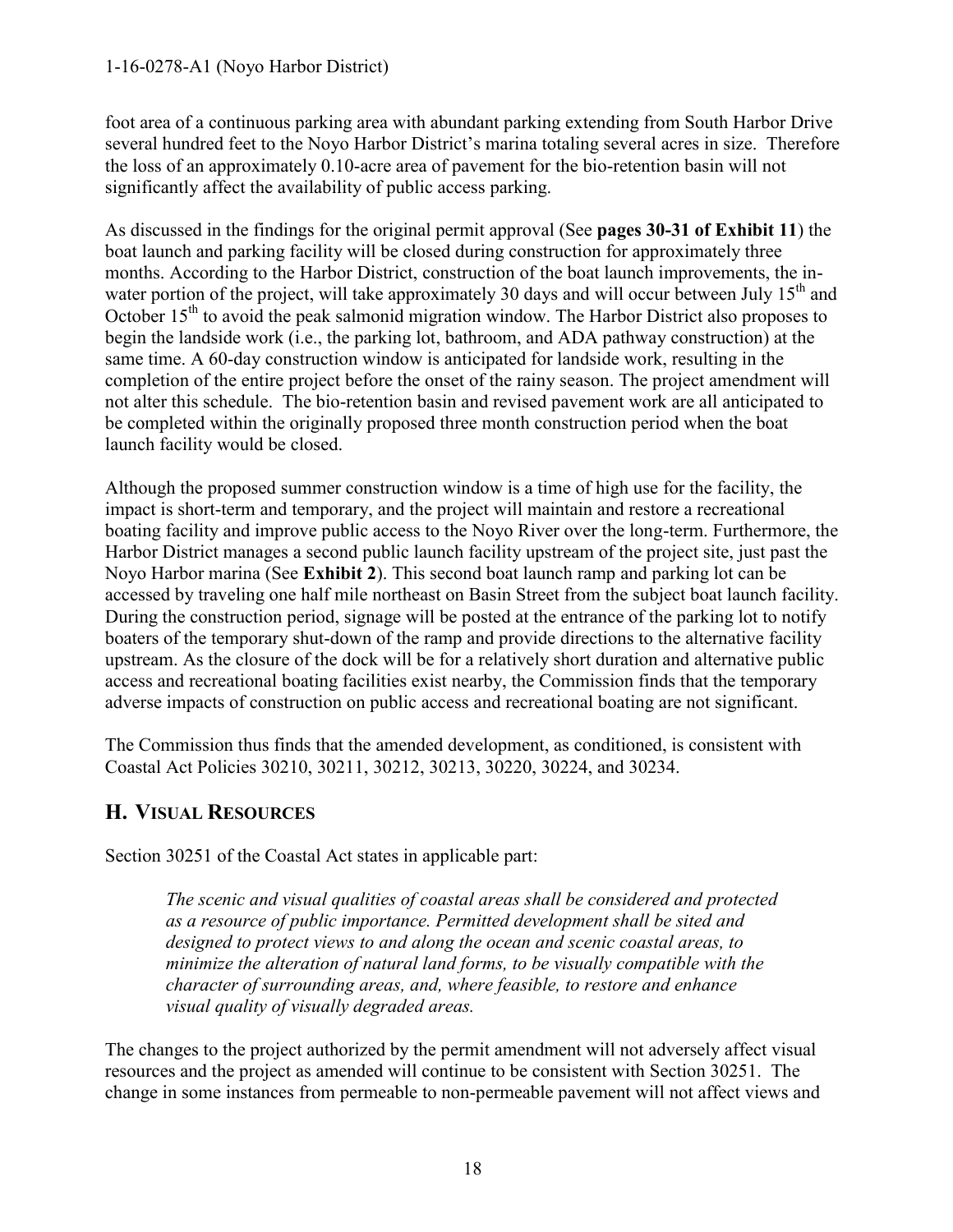foot area of a continuous parking area with abundant parking extending from South Harbor Drive several hundred feet to the Noyo Harbor District's marina totaling several acres in size. Therefore the loss of an approximately 0.10-acre area of pavement for the bio-retention basin will not significantly affect the availability of public access parking.

As discussed in the findings for the original permit approval (See **pages 30-31 of Exhibit 11**) the boat launch and parking facility will be closed during construction for approximately three months. According to the Harbor District, construction of the boat launch improvements, the in-water portion of the project, will take approximately 30 days and will occur between July 15th and October 15th to avoid the peak salmonid migration window. The Harbor District also proposes to begin the landside work (i.e., the parking lot, bathroom, and ADA pathway construction) at the same time. A 60-day construction window is anticipated for landside work, resulting in the completion of the entire project before the onset of the rainy season. The project amendment will not alter this schedule. The bio-retention basin and revised pavement work are all anticipated to be completed within the originally proposed three month construction period when the boat launch facility would be closed.

Although the proposed summer construction window is a time of high use for the facility, the impact is short-term and temporary, and the project will maintain and restore a recreational boating facility and improve public access to the Noyo River over the long-term. Furthermore, the Harbor District manages a second public launch facility upstream of the project site, just past the Noyo Harbor marina (See **Exhibit 2**). This second boat launch ramp and parking lot can be accessed by traveling one half mile northeast on Basin Street from the subject boat launch facility. During the construction period, signage will be posted at the entrance of the parking lot to notify boaters of the temporary shut-down of the ramp and provide directions to the alternative facility upstream. As the closure of the dock will be for a relatively short duration and alternative public access and recreational boating facilities exist nearby, the Commission finds that the temporary adverse impacts of construction on public access and recreational boating are not significant.

The Commission thus finds that the amended development, as conditioned, is consistent with Coastal Act Policies 30210, 30211, 30212, 30213, 30220, 30224, and 30234.

## H. VISUAL RESOURCES

Section 30251 of the Coastal Act states in applicable part:

> *The scenic and visual qualities of coastal areas shall be considered and protected as a resource of public importance. Permitted development shall be sited and designed to protect views to and along the ocean and scenic coastal areas, to minimize the alteration of natural land forms, to be visually compatible with the character of surrounding areas, and, where feasible, to restore and enhance visual quality of visually degraded areas.*

The changes to the project authorized by the permit amendment will not adversely affect visual resources and the project as amended will continue to be consistent with Section 30251. The change in some instances from permeable to non-permeable pavement will not affect views and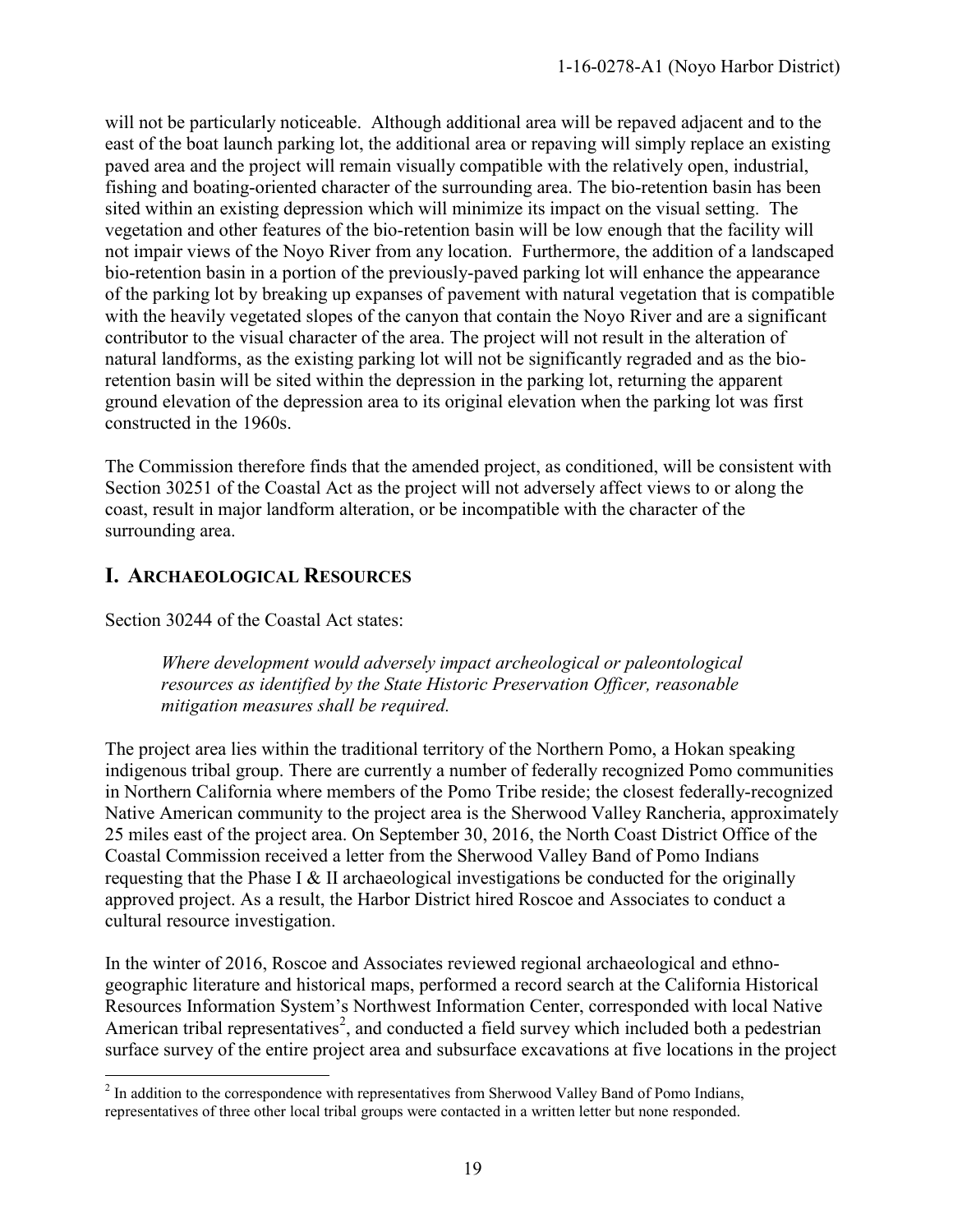will not be particularly noticeable. Although additional area will be repaved adjacent and to the east of the boat launch parking lot, the additional area or repaving will simply replace an existing paved area and the project will remain visually compatible with the relatively open, industrial, fishing and boating-oriented character of the surrounding area. The bio-retention basin has been sited within an existing depression which will minimize its impact on the visual setting. The vegetation and other features of the bio-retention basin will be low enough that the facility will not impair views of the Noyo River from any location. Furthermore, the addition of a landscaped bio-retention basin in a portion of the previously-paved parking lot will enhance the appearance of the parking lot by breaking up expanses of pavement with natural vegetation that is compatible with the heavily vegetated slopes of the canyon that contain the Noyo River and are a significant contributor to the visual character of the area. The project will not result in the alteration of natural landforms, as the existing parking lot will not be significantly regraded and as the bio-retention basin will be sited within the depression in the parking lot, returning the apparent ground elevation of the depression area to its original elevation when the parking lot was first constructed in the 1960s.

The Commission therefore finds that the amended project, as conditioned, will be consistent with Section 30251 of the Coastal Act as the project will not adversely affect views to or along the coast, result in major landform alteration, or be incompatible with the character of the surrounding area.

## I. ARCHAEOLOGICAL RESOURCES

Section 30244 of the Coastal Act states:

> *Where development would adversely impact archeological or paleontological resources as identified by the State Historic Preservation Officer, reasonable mitigation measures shall be required.*

The project area lies within the traditional territory of the Northern Pomo, a Hokan speaking indigenous tribal group. There are currently a number of federally recognized Pomo communities in Northern California where members of the Pomo Tribe reside; the closest federally-recognized Native American community to the project area is the Sherwood Valley Rancheria, approximately 25 miles east of the project area. On September 30, 2016, the North Coast District Office of the Coastal Commission received a letter from the Sherwood Valley Band of Pomo Indians requesting that the Phase I & II archaeological investigations be conducted for the originally approved project. As a result, the Harbor District hired Roscoe and Associates to conduct a cultural resource investigation.

In the winter of 2016, Roscoe and Associates reviewed regional archaeological and ethno-geographic literature and historical maps, performed a record search at the California Historical Resources Information System's Northwest Information Center, corresponded with local Native American tribal representatives[2], and conducted a field survey which included both a pedestrian surface survey of the entire project area and subsurface excavations at five locations in the project

[2] In addition to the correspondence with representatives from Sherwood Valley Band of Pomo Indians, representatives of three other local tribal groups were contacted in a written letter but none responded.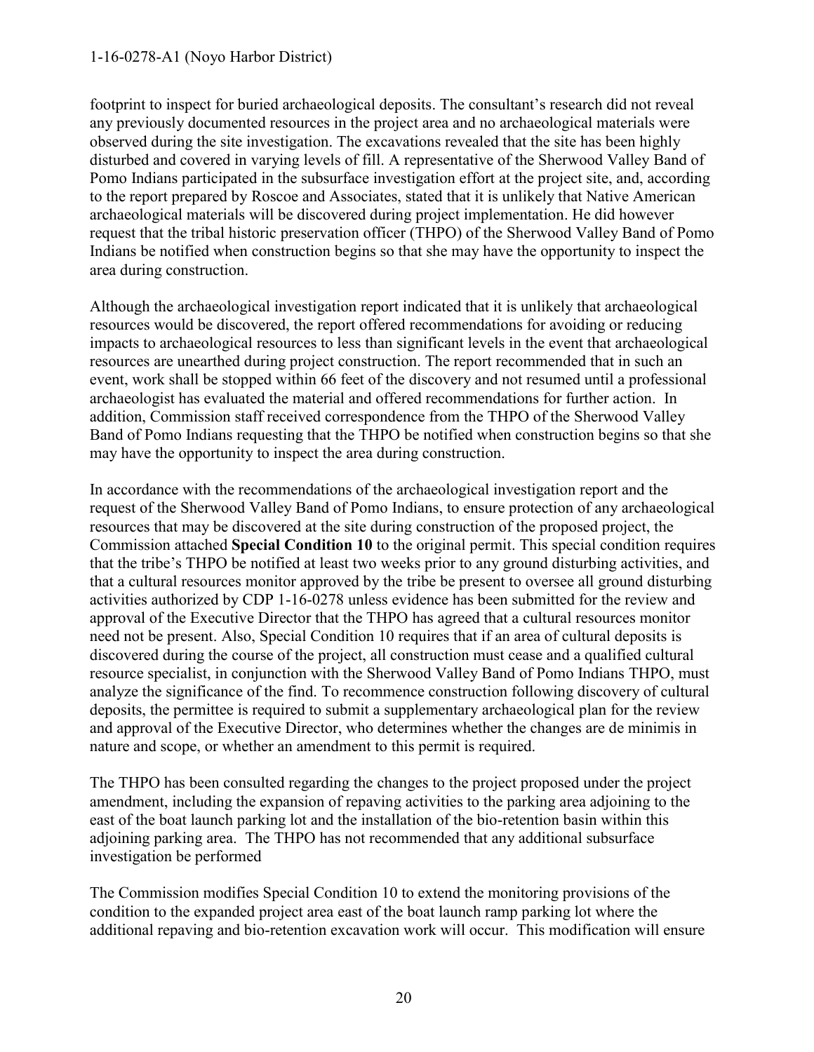footprint to inspect for buried archaeological deposits. The consultant's research did not reveal any previously documented resources in the project area and no archaeological materials were observed during the site investigation. The excavations revealed that the site has been highly disturbed and covered in varying levels of fill. A representative of the Sherwood Valley Band of Pomo Indians participated in the subsurface investigation effort at the project site, and, according to the report prepared by Roscoe and Associates, stated that it is unlikely that Native American archaeological materials will be discovered during project implementation. He did however request that the tribal historic preservation officer (THPO) of the Sherwood Valley Band of Pomo Indians be notified when construction begins so that she may have the opportunity to inspect the area during construction.

Although the archaeological investigation report indicated that it is unlikely that archaeological resources would be discovered, the report offered recommendations for avoiding or reducing impacts to archaeological resources to less than significant levels in the event that archaeological resources are unearthed during project construction. The report recommended that in such an event, work shall be stopped within 66 feet of the discovery and not resumed until a professional archaeologist has evaluated the material and offered recommendations for further action. In addition, Commission staff received correspondence from the THPO of the Sherwood Valley Band of Pomo Indians requesting that the THPO be notified when construction begins so that she may have the opportunity to inspect the area during construction.

In accordance with the recommendations of the archaeological investigation report and the request of the Sherwood Valley Band of Pomo Indians, to ensure protection of any archaeological resources that may be discovered at the site during construction of the proposed project, the Commission attached **Special Condition 10** to the original permit. This special condition requires that the tribe's THPO be notified at least two weeks prior to any ground disturbing activities, and that a cultural resources monitor approved by the tribe be present to oversee all ground disturbing activities authorized by CDP 1-16-0278 unless evidence has been submitted for the review and approval of the Executive Director that the THPO has agreed that a cultural resources monitor need not be present. Also, Special Condition 10 requires that if an area of cultural deposits is discovered during the course of the project, all construction must cease and a qualified cultural resource specialist, in conjunction with the Sherwood Valley Band of Pomo Indians THPO, must analyze the significance of the find. To recommence construction following discovery of cultural deposits, the permittee is required to submit a supplementary archaeological plan for the review and approval of the Executive Director, who determines whether the changes are de minimis in nature and scope, or whether an amendment to this permit is required.

The THPO has been consulted regarding the changes to the project proposed under the project amendment, including the expansion of repaving activities to the parking area adjoining to the east of the boat launch parking lot and the installation of the bio-retention basin within this adjoining parking area. The THPO has not recommended that any additional subsurface investigation be performed

The Commission modifies Special Condition 10 to extend the monitoring provisions of the condition to the expanded project area east of the boat launch ramp parking lot where the additional repaving and bio-retention excavation work will occur. This modification will ensure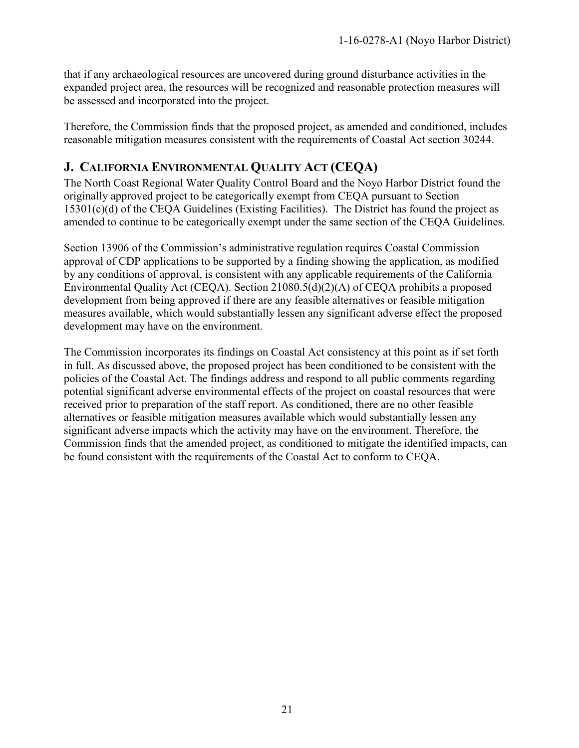that if any archaeological resources are uncovered during ground disturbance activities in the expanded project area, the resources will be recognized and reasonable protection measures will be assessed and incorporated into the project.

Therefore, the Commission finds that the proposed project, as amended and conditioned, includes reasonable mitigation measures consistent with the requirements of Coastal Act section 30244.

## J. California Environmental Quality Act (CEQA)

The North Coast Regional Water Quality Control Board and the Noyo Harbor District found the originally approved project to be categorically exempt from CEQA pursuant to Section 15301(c)(d) of the CEQA Guidelines (Existing Facilities). The District has found the project as amended to continue to be categorically exempt under the same section of the CEQA Guidelines.

Section 13906 of the Commission's administrative regulation requires Coastal Commission approval of CDP applications to be supported by a finding showing the application, as modified by any conditions of approval, is consistent with any applicable requirements of the California Environmental Quality Act (CEQA). Section 21080.5(d)(2)(A) of CEQA prohibits a proposed development from being approved if there are any feasible alternatives or feasible mitigation measures available, which would substantially lessen any significant adverse effect the proposed development may have on the environment.

The Commission incorporates its findings on Coastal Act consistency at this point as if set forth in full. As discussed above, the proposed project has been conditioned to be consistent with the policies of the Coastal Act. The findings address and respond to all public comments regarding potential significant adverse environmental effects of the project on coastal resources that were received prior to preparation of the staff report. As conditioned, there are no other feasible alternatives or feasible mitigation measures available which would substantially lessen any significant adverse impacts which the activity may have on the environment. Therefore, the Commission finds that the amended project, as conditioned to mitigate the identified impacts, can be found consistent with the requirements of the Coastal Act to conform to CEQA.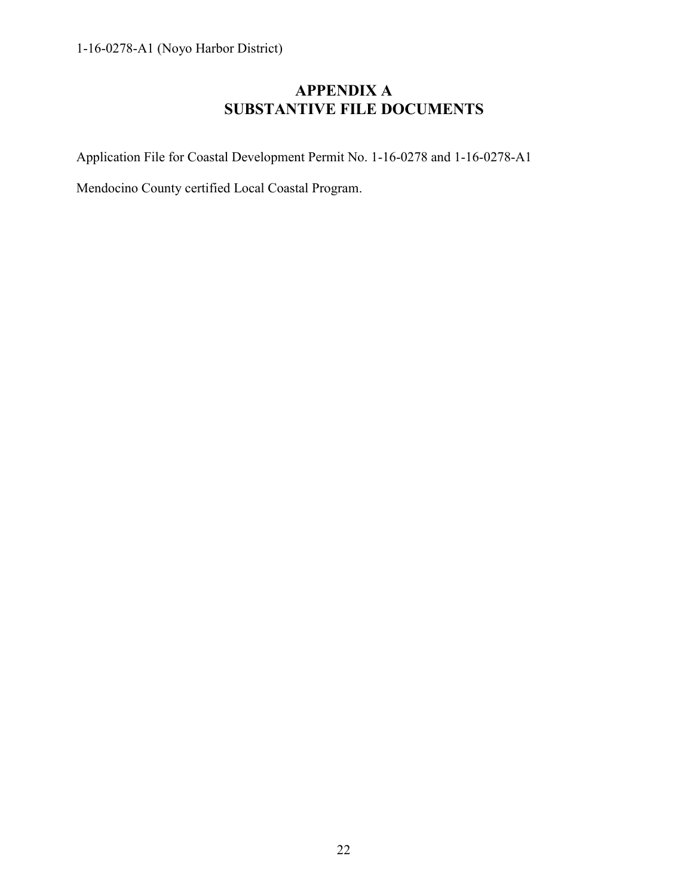# APPENDIX A
# SUBSTANTIVE FILE DOCUMENTS

Application File for Coastal Development Permit No. 1-16-0278 and 1-16-0278-A1

Mendocino County certified Local Coastal Program.